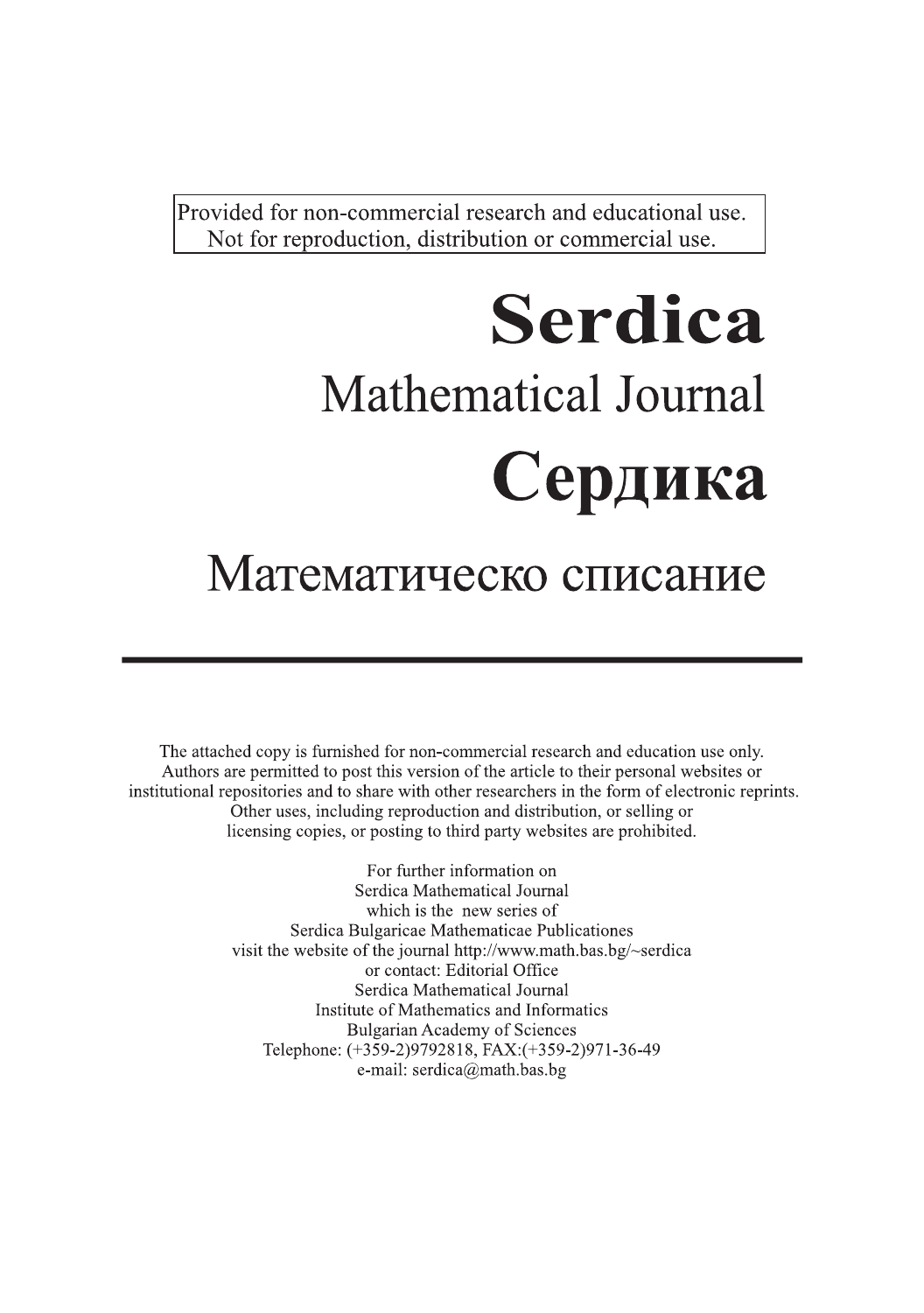Provided for non-commercial research and educational use.
Not for reproduction, distribution or commercial use.

# Serdica

## Mathematical Journal

# Сердика

## Математическо списание

---

The attached copy is furnished for non-commercial research and education use only. Authors are permitted to post this version of the article to their personal websites or institutional repositories and to share with other researchers in the form of electronic reprints. Other uses, including reproduction and distribution, or selling or licensing copies, or posting to third party websites are prohibited.

For further information on
Serdica Mathematical Journal
which is the new series of
Serdica Bulgaricae Mathematicae Publicationes
visit the website of the journal http://www.math.bas.bg/~serdica
or contact: Editorial Office
Serdica Mathematical Journal
Institute of Mathematics and Informatics
Bulgarian Academy of Sciences
Telephone: (+359-2)9792818, FAX:(+359-2)971-36-49
e-mail: serdica@math.bas.bg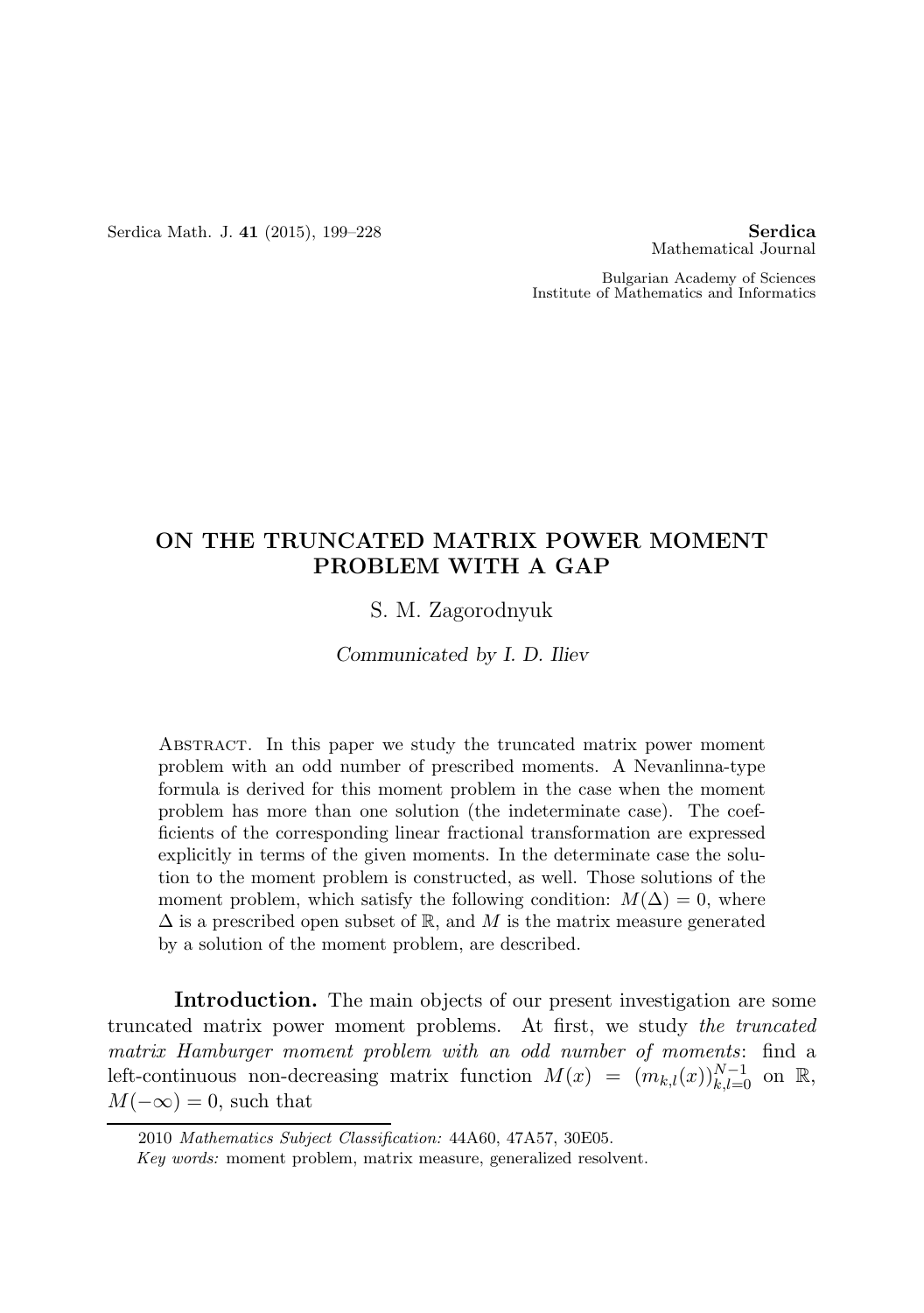# ON THE TRUNCATED MATRIX POWER MOMENT PROBLEM WITH A GAP

S. M. Zagorodnyuk

*Communicated by I. D. Iliev*

Abstract. In this paper we study the truncated matrix power moment problem with an odd number of prescribed moments. A Nevanlinna-type formula is derived for this moment problem in the case when the moment problem has more than one solution (the indeterminate case). The coefficients of the corresponding linear fractional transformation are expressed explicitly in terms of the given moments. In the determinate case the solution to the moment problem is constructed, as well. Those solutions of the moment problem, which satisfy the following condition: $M(\Delta) = 0$, where $\Delta$ is a prescribed open subset of $\mathbb{R}$, and $M$ is the matrix measure generated by a solution of the moment problem, are described.

**Introduction.** The main objects of our present investigation are some truncated matrix power moment problems. At first, we study *the truncated matrix Hamburger moment problem with an odd number of moments*: find a left-continuous non-decreasing matrix function $M(x) = (m_{k,l}(x))_{k,l=0}^{N-1}$ on $\mathbb{R}$, $M(-\infty) = 0$, such that

2010 *Mathematics Subject Classification:* 44A60, 47A57, 30E05.

*Key words:* moment problem, matrix measure, generalized resolvent.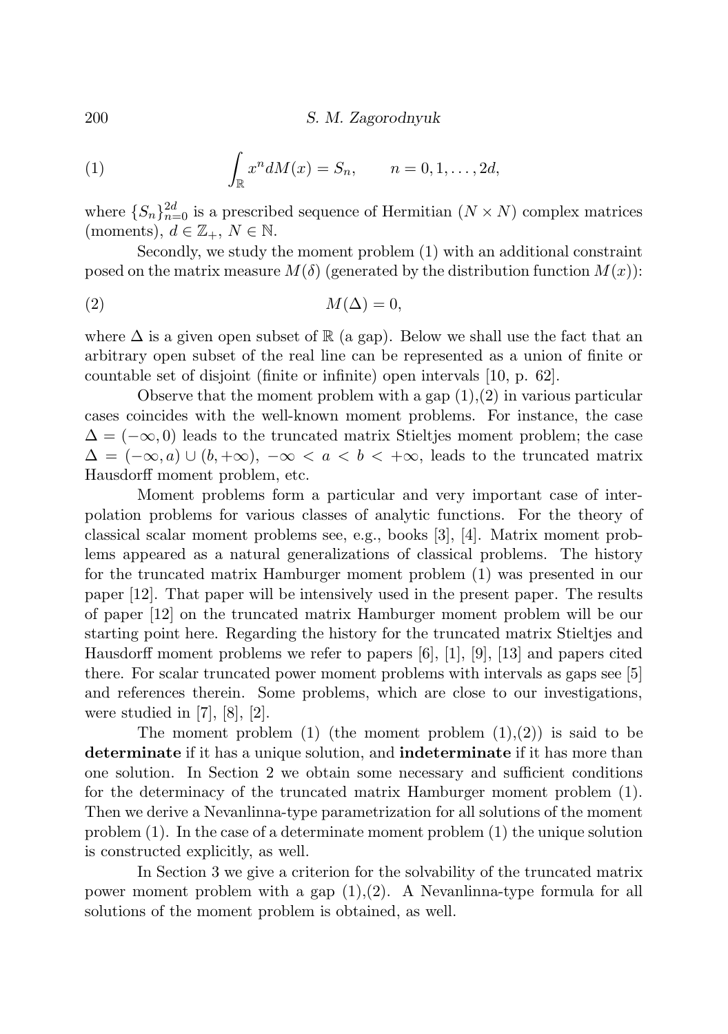$$\int_{\mathbb{R}} x^n dM(x) = S_n, \qquad n = 0, 1, \ldots, 2d, \tag{1}$$

where $\{S_n\}_{n=0}^{2d}$ is a prescribed sequence of Hermitian $(N \times N)$ complex matrices (moments), $d \in \mathbb{Z}_+$, $N \in \mathbb{N}$.

Secondly, we study the moment problem (1) with an additional constraint posed on the matrix measure $M(\delta)$ (generated by the distribution function $M(x)$):

$$M(\Delta) = 0, \tag{2}$$

where $\Delta$ is a given open subset of $\mathbb{R}$ (a gap). Below we shall use the fact that an arbitrary open subset of the real line can be represented as a union of finite or countable set of disjoint (finite or infinite) open intervals [10, p. 62].

Observe that the moment problem with a gap (1),(2) in various particular cases coincides with the well-known moment problems. For instance, the case $\Delta = (-\infty, 0)$ leads to the truncated matrix Stieltjes moment problem; the case $\Delta = (-\infty, a) \cup (b, +\infty)$, $-\infty < a < b < +\infty$, leads to the truncated matrix Hausdorff moment problem, etc.

Moment problems form a particular and very important case of interpolation problems for various classes of analytic functions. For the theory of classical scalar moment problems see, e.g., books [3], [4]. Matrix moment problems appeared as a natural generalizations of classical problems. The history for the truncated matrix Hamburger moment problem (1) was presented in our paper [12]. That paper will be intensively used in the present paper. The results of paper [12] on the truncated matrix Hamburger moment problem will be our starting point here. Regarding the history for the truncated matrix Stieltjes and Hausdorff moment problems we refer to papers [6], [1], [9], [13] and papers cited there. For scalar truncated power moment problems with intervals as gaps see [5] and references therein. Some problems, which are close to our investigations, were studied in [7], [8], [2].

The moment problem (1) (the moment problem (1),(2)) is said to be **determinate** if it has a unique solution, and **indeterminate** if it has more than one solution. In Section 2 we obtain some necessary and sufficient conditions for the determinacy of the truncated matrix Hamburger moment problem (1). Then we derive a Nevanlinna-type parametrization for all solutions of the moment problem (1). In the case of a determinate moment problem (1) the unique solution is constructed explicitly, as well.

In Section 3 we give a criterion for the solvability of the truncated matrix power moment problem with a gap (1),(2). A Nevanlinna-type formula for all solutions of the moment problem is obtained, as well.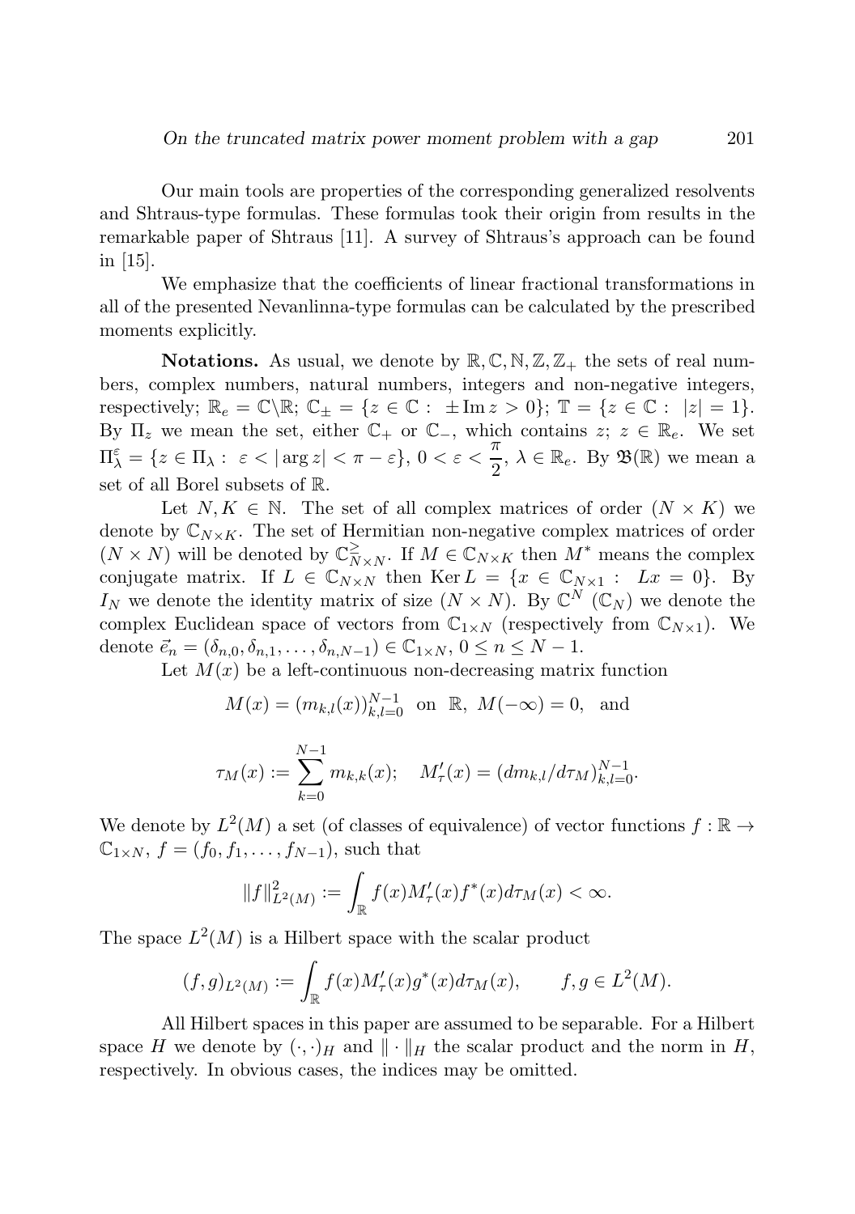Our main tools are properties of the corresponding generalized resolvents and Shtraus-type formulas. These formulas took their origin from results in the remarkable paper of Shtraus [11]. A survey of Shtraus's approach can be found in [15].

We emphasize that the coefficients of linear fractional transformations in all of the presented Nevanlinna-type formulas can be calculated by the prescribed moments explicitly.

**Notations.** As usual, we denote by $\mathbb{R}, \mathbb{C}, \mathbb{N}, \mathbb{Z}, \mathbb{Z}_+$ the sets of real numbers, complex numbers, natural numbers, integers and non-negative integers, respectively; $\mathbb{R}_e = \mathbb{C}\backslash\mathbb{R}$; $\mathbb{C}_\pm = \{z \in \mathbb{C} : \pm \operatorname{Im} z > 0\}$; $\mathbb{T} = \{z \in \mathbb{C} : |z| = 1\}$. By $\Pi_z$ we mean the set, either $\mathbb{C}_+$ or $\mathbb{C}_-$, which contains $z$; $z \in \mathbb{R}_e$. We set $\Pi_\lambda^\varepsilon = \{z \in \Pi_\lambda : \varepsilon < |\arg z| < \pi - \varepsilon\}$, $0 < \varepsilon < \frac{\pi}{2}$, $\lambda \in \mathbb{R}_e$. By $\mathfrak{B}(\mathbb{R})$ we mean a set of all Borel subsets of $\mathbb{R}$.

Let $N, K \in \mathbb{N}$. The set of all complex matrices of order $(N \times K)$ we denote by $\mathbb{C}_{N\times K}$. The set of Hermitian non-negative complex matrices of order $(N \times N)$ will be denoted by $\mathbb{C}_{N\times N}^{\geq}$. If $M \in \mathbb{C}_{N\times K}$ then $M^*$ means the complex conjugate matrix. If $L \in \mathbb{C}_{N\times N}$ then $\operatorname{Ker} L = \{x \in \mathbb{C}_{N\times 1} : Lx = 0\}$. By $I_N$ we denote the identity matrix of size $(N \times N)$. By $\mathbb{C}^N$ ($\mathbb{C}_N$) we denote the complex Euclidean space of vectors from $\mathbb{C}_{1\times N}$ (respectively from $\mathbb{C}_{N\times 1}$). We denote $\vec{e}_n = (\delta_{n,0}, \delta_{n,1}, \ldots, \delta_{n,N-1}) \in \mathbb{C}_{1\times N}$, $0 \leq n \leq N-1$.

Let $M(x)$ be a left-continuous non-decreasing matrix function

$$M(x) = (m_{k,l}(x))_{k,l=0}^{N-1} \text{ on } \mathbb{R},\ M(-\infty) = 0, \text{ and}$$

$$\tau_M(x) := \sum_{k=0}^{N-1} m_{k,k}(x); \quad M'_\tau(x) = (dm_{k,l}/d\tau_M)_{k,l=0}^{N-1}.$$

We denote by $L^2(M)$ a set (of classes of equivalence) of vector functions $f : \mathbb{R} \to \mathbb{C}_{1\times N}$, $f = (f_0, f_1, \ldots, f_{N-1})$, such that

$$\|f\|^2_{L^2(M)} := \int_{\mathbb{R}} f(x) M'_\tau(x) f^*(x) d\tau_M(x) < \infty.$$

The space $L^2(M)$ is a Hilbert space with the scalar product

$$(f, g)_{L^2(M)} := \int_{\mathbb{R}} f(x) M'_\tau(x) g^*(x) d\tau_M(x), \qquad f, g \in L^2(M).$$

All Hilbert spaces in this paper are assumed to be separable. For a Hilbert space $H$ we denote by $(\cdot,\cdot)_H$ and $\|\cdot\|_H$ the scalar product and the norm in $H$, respectively. In obvious cases, the indices may be omitted.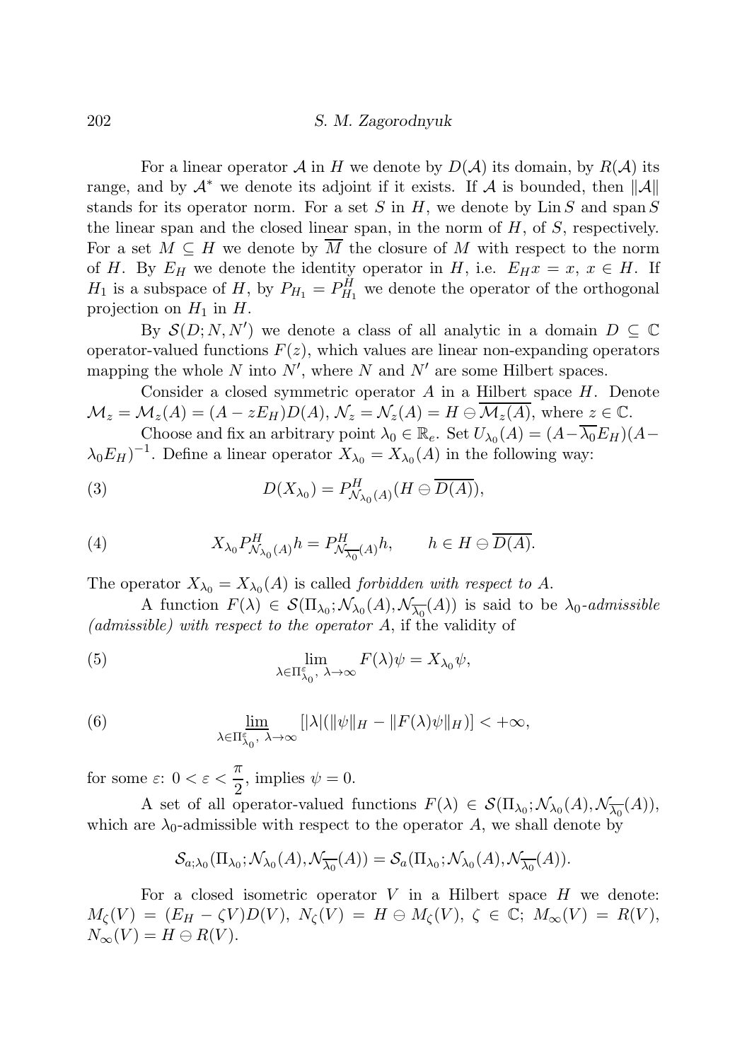For a linear operator $\mathcal{A}$ in $H$ we denote by $D(\mathcal{A})$ its domain, by $R(\mathcal{A})$ its range, and by $\mathcal{A}^*$ we denote its adjoint if it exists. If $\mathcal{A}$ is bounded, then $\|\mathcal{A}\|$ stands for its operator norm. For a set $S$ in $H$, we denote by $\operatorname{Lin} S$ and $\operatorname{span} S$ the linear span and the closed linear span, in the norm of $H$, of $S$, respectively. For a set $M \subseteq H$ we denote by $\overline{M}$ the closure of $M$ with respect to the norm of $H$. By $E_H$ we denote the identity operator in $H$, i.e. $E_H x = x$, $x \in H$. If $H_1$ is a subspace of $H$, by $P_{H_1} = P_{H_1}^H$ we denote the operator of the orthogonal projection on $H_1$ in $H$.

By $\mathcal{S}(D; N, N')$ we denote a class of all analytic in a domain $D \subseteq \mathbb{C}$ operator-valued functions $F(z)$, which values are linear non-expanding operators mapping the whole $N$ into $N'$, where $N$ and $N'$ are some Hilbert spaces.

Consider a closed symmetric operator $A$ in a Hilbert space $H$. Denote $\mathcal{M}_z = \mathcal{M}_z(A) = (A - zE_H)D(A)$, $\mathcal{N}_z = \mathcal{N}_z(A) = H \ominus \overline{\mathcal{M}_z(A)}$, where $z \in \mathbb{C}$.

Choose and fix an arbitrary point $\lambda_0 \in \mathbb{R}_e$. Set $U_{\lambda_0}(A) = (A - \overline{\lambda_0} E_H)(A - \lambda_0 E_H)^{-1}$. Define a linear operator $X_{\lambda_0} = X_{\lambda_0}(A)$ in the following way:

$$D(X_{\lambda_0}) = P^H_{\mathcal{N}_{\lambda_0}(A)}(H \ominus \overline{D(A)}), \tag{3}$$

$$X_{\lambda_0} P^H_{\mathcal{N}_{\lambda_0}(A)} h = P^H_{\mathcal{N}_{\overline{\lambda_0}}(A)} h, \qquad h \in H \ominus \overline{D(A)}. \tag{4}$$

The operator $X_{\lambda_0} = X_{\lambda_0}(A)$ is called *forbidden with respect to $A$*.

A function $F(\lambda) \in \mathcal{S}(\Pi_{\lambda_0}; \mathcal{N}_{\lambda_0}(A), \mathcal{N}_{\overline{\lambda_0}}(A))$ is said to be *$\lambda_0$-admissible (admissible) with respect to the operator $A$*, if the validity of

$$\lim_{\lambda \in \Pi^{\varepsilon}_{\lambda_0},\ \lambda \to \infty} F(\lambda)\psi = X_{\lambda_0}\psi, \tag{5}$$

$$\varliminf_{\lambda \in \Pi^{\varepsilon}_{\lambda_0},\ \lambda \to \infty} [|\lambda|(\|\psi\|_H - \|F(\lambda)\psi\|_H)] < +\infty, \tag{6}$$

for some $\varepsilon$: $0 < \varepsilon < \dfrac{\pi}{2}$, implies $\psi = 0$.

A set of all operator-valued functions $F(\lambda) \in \mathcal{S}(\Pi_{\lambda_0}; \mathcal{N}_{\lambda_0}(A), \mathcal{N}_{\overline{\lambda_0}}(A))$, which are $\lambda_0$-admissible with respect to the operator $A$, we shall denote by

$$\mathcal{S}_{a;\lambda_0}(\Pi_{\lambda_0}; \mathcal{N}_{\lambda_0}(A), \mathcal{N}_{\overline{\lambda_0}}(A)) = \mathcal{S}_a(\Pi_{\lambda_0}; \mathcal{N}_{\lambda_0}(A), \mathcal{N}_{\overline{\lambda_0}}(A)).$$

For a closed isometric operator $V$ in a Hilbert space $H$ we denote: $M_\zeta(V) = (E_H - \zeta V)D(V)$, $N_\zeta(V) = H \ominus M_\zeta(V)$, $\zeta \in \mathbb{C}$; $M_\infty(V) = R(V)$, $N_\infty(V) = H \ominus R(V)$.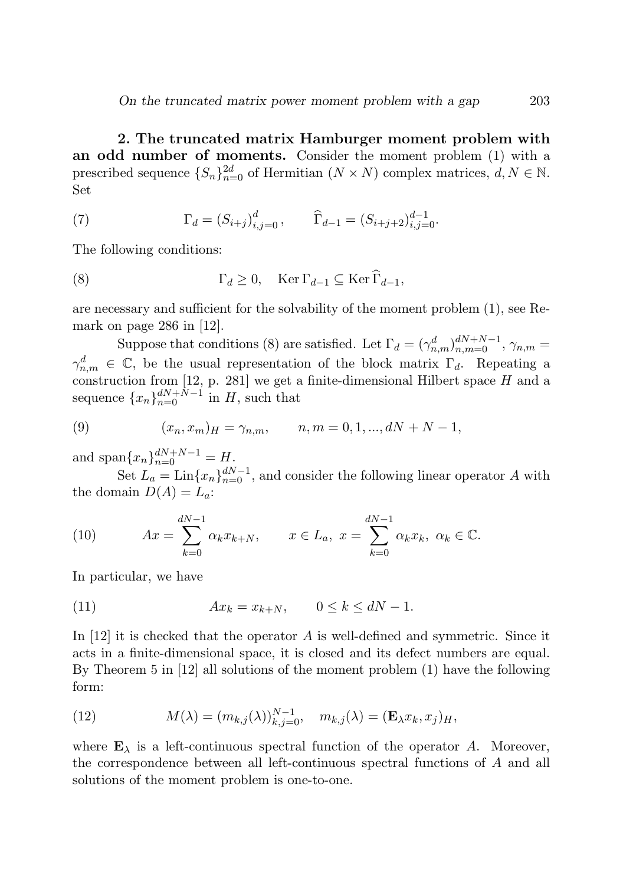**2. The truncated matrix Hamburger moment problem with an odd number of moments.** Consider the moment problem (1) with a prescribed sequence $\{S_n\}_{n=0}^{2d}$ of Hermitian $(N \times N)$ complex matrices, $d, N \in \mathbb{N}$. Set

$$\Gamma_d = (S_{i+j})_{i,j=0}^{d}, \qquad \widehat{\Gamma}_{d-1} = (S_{i+j+2})_{i,j=0}^{d-1}. \tag{7}$$

The following conditions:

$$\Gamma_d \geq 0, \quad \operatorname{Ker} \Gamma_{d-1} \subseteq \operatorname{Ker} \widehat{\Gamma}_{d-1}, \tag{8}$$

are necessary and sufficient for the solvability of the moment problem (1), see Remark on page 286 in [12].

Suppose that conditions (8) are satisfied. Let $\Gamma_d = (\gamma_{n,m}^d)_{n,m=0}^{dN+N-1}$, $\gamma_{n,m} = \gamma_{n,m}^d \in \mathbb{C}$, be the usual representation of the block matrix $\Gamma_d$. Repeating a construction from [12, p. 281] we get a finite-dimensional Hilbert space $H$ and a sequence $\{x_n\}_{n=0}^{dN+N-1}$ in $H$, such that

$$(x_n, x_m)_H = \gamma_{n,m}, \qquad n, m = 0, 1, ..., dN + N - 1, \tag{9}$$

and $\operatorname{span}\{x_n\}_{n=0}^{dN+N-1} = H$.

Set $L_a = \operatorname{Lin}\{x_n\}_{n=0}^{dN-1}$, and consider the following linear operator $A$ with the domain $D(A) = L_a$:

$$Ax = \sum_{k=0}^{dN-1} \alpha_k x_{k+N}, \qquad x \in L_a, \ x = \sum_{k=0}^{dN-1} \alpha_k x_k, \ \alpha_k \in \mathbb{C}. \tag{10}$$

In particular, we have

$$Ax_k = x_{k+N}, \qquad 0 \leq k \leq dN - 1. \tag{11}$$

In [12] it is checked that the operator $A$ is well-defined and symmetric. Since it acts in a finite-dimensional space, it is closed and its defect numbers are equal. By Theorem 5 in [12] all solutions of the moment problem (1) have the following form:

$$M(\lambda) = (m_{k,j}(\lambda))_{k,j=0}^{N-1}, \quad m_{k,j}(\lambda) = (\mathbf{E}_\lambda x_k, x_j)_H, \tag{12}$$

where $\mathbf{E}_\lambda$ is a left-continuous spectral function of the operator $A$. Moreover, the correspondence between all left-continuous spectral functions of $A$ and all solutions of the moment problem is one-to-one.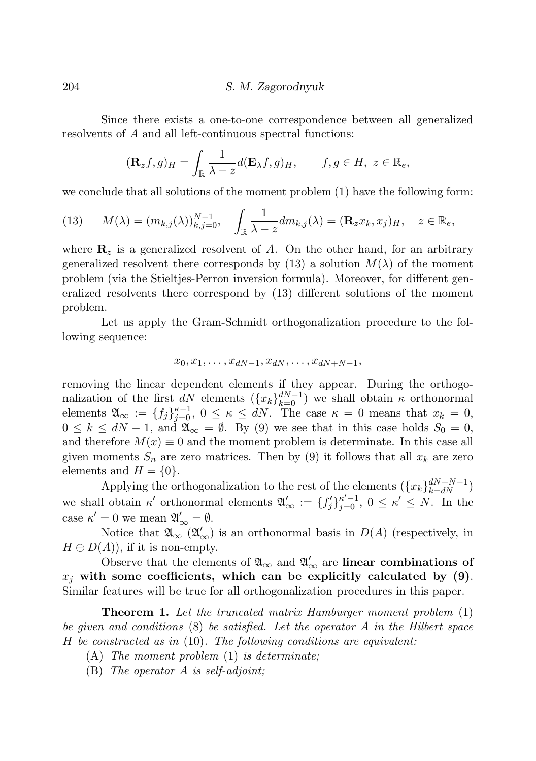Since there exists a one-to-one correspondence between all generalized resolvents of $A$ and all left-continuous spectral functions:

$$(\mathbf{R}_z f, g)_H = \int_{\mathbb{R}} \frac{1}{\lambda - z} d(\mathbf{E}_\lambda f, g)_H, \qquad f, g \in H,\ z \in \mathbb{R}_e,$$

we conclude that all solutions of the moment problem (1) have the following form:

$$M(\lambda) = (m_{k,j}(\lambda))_{k,j=0}^{N-1}, \quad \int_{\mathbb{R}} \frac{1}{\lambda - z} dm_{k,j}(\lambda) = (\mathbf{R}_z x_k, x_j)_H, \quad z \in \mathbb{R}_e, \tag{13}$$

where $\mathbf{R}_z$ is a generalized resolvent of $A$. On the other hand, for an arbitrary generalized resolvent there corresponds by (13) a solution $M(\lambda)$ of the moment problem (via the Stieltjes-Perron inversion formula). Moreover, for different generalized resolvents there correspond by (13) different solutions of the moment problem.

Let us apply the Gram-Schmidt orthogonalization procedure to the following sequence:

$$x_0, x_1, \ldots, x_{dN-1}, x_{dN}, \ldots, x_{dN+N-1},$$

removing the linear dependent elements if they appear. During the orthogonalization of the first $dN$ elements ($\{x_k\}_{k=0}^{dN-1}$) we shall obtain $\kappa$ orthonormal elements $\mathfrak{A}_\infty := \{f_j\}_{j=0}^{\kappa-1}$, $0 \leq \kappa \leq dN$. The case $\kappa = 0$ means that $x_k = 0$, $0 \leq k \leq dN-1$, and $\mathfrak{A}_\infty = \emptyset$. By (9) we see that in this case holds $S_0 = 0$, and therefore $M(x) \equiv 0$ and the moment problem is determinate. In this case all given moments $S_n$ are zero matrices. Then by (9) it follows that all $x_k$ are zero elements and $H = \{0\}$.

Applying the orthogonalization to the rest of the elements ($\{x_k\}_{k=dN}^{dN+N-1}$) we shall obtain $\kappa'$ orthonormal elements $\mathfrak{A}'_\infty := \{f'_j\}_{j=0}^{\kappa'-1}$, $0 \leq \kappa' \leq N$. In the case $\kappa' = 0$ we mean $\mathfrak{A}'_\infty = \emptyset$.

Notice that $\mathfrak{A}_\infty$ ($\mathfrak{A}'_\infty$) is an orthonormal basis in $D(A)$ (respectively, in $H \ominus D(A)$), if it is non-empty.

Observe that the elements of $\mathfrak{A}_\infty$ and $\mathfrak{A}'_\infty$ are **linear combinations of $x_j$ with some coefficients, which can be explicitly calculated by (9)**. Similar features will be true for all orthogonalization procedures in this paper.

**Theorem 1.** *Let the truncated matrix Hamburger moment problem* (1) *be given and conditions* (8) *be satisfied. Let the operator $A$ in the Hilbert space $H$ be constructed as in* (10). *The following conditions are equivalent:*

(A) *The moment problem* (1) *is determinate;*

(B) *The operator $A$ is self-adjoint;*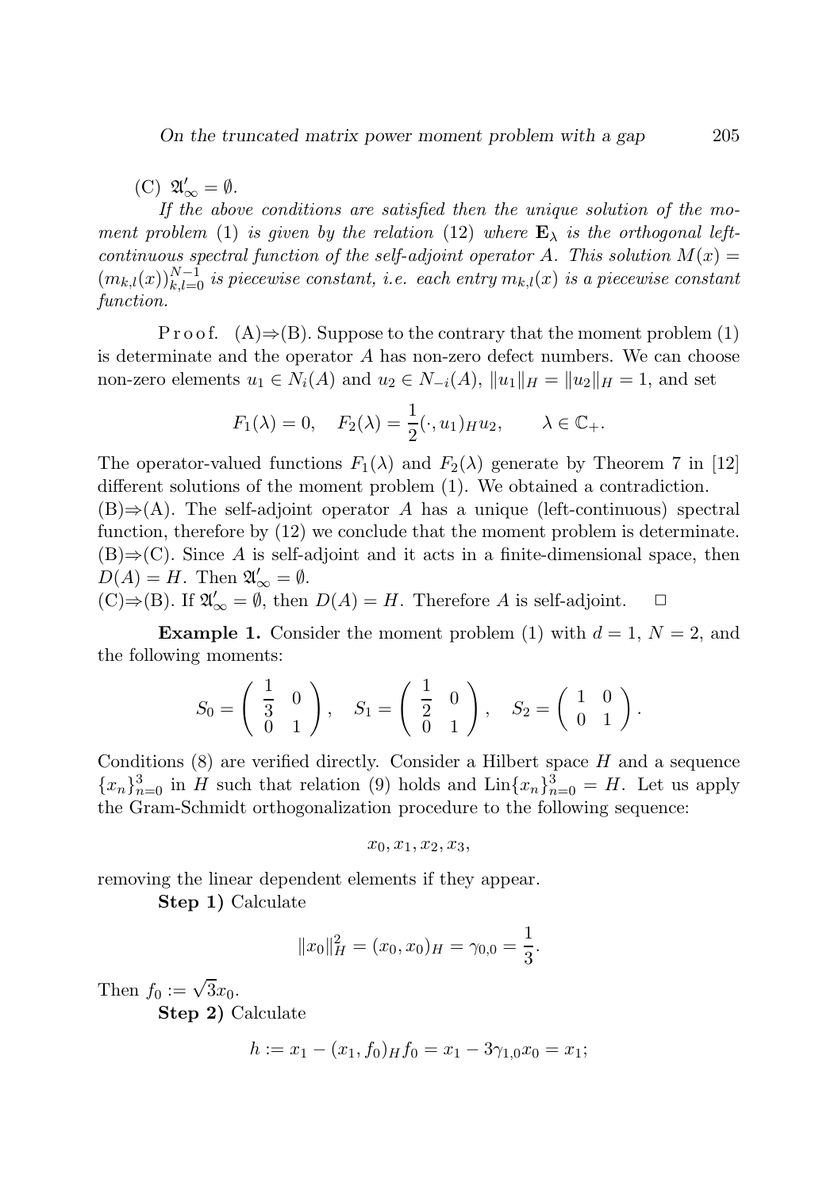(C) $\mathfrak{A}'_\infty = \emptyset$.

*If the above conditions are satisfied then the unique solution of the moment problem* (1) *is given by the relation* (12) *where* $\mathbf{E}_\lambda$ *is the orthogonal left-continuous spectral function of the self-adjoint operator* $A$. *This solution* $M(x) = (m_{k,l}(x))_{k,l=0}^{N-1}$ *is piecewise constant, i.e. each entry* $m_{k,l}(x)$ *is a piecewise constant function.*

Proof. (A)⇒(B). Suppose to the contrary that the moment problem (1) is determinate and the operator $A$ has non-zero defect numbers. We can choose non-zero elements $u_1 \in N_i(A)$ and $u_2 \in N_{-i}(A)$, $\|u_1\|_H = \|u_2\|_H = 1$, and set

$$F_1(\lambda) = 0, \quad F_2(\lambda) = \frac{1}{2}(\cdot, u_1)_H u_2, \qquad \lambda \in \mathbb{C}_+.$$

The operator-valued functions $F_1(\lambda)$ and $F_2(\lambda)$ generate by Theorem 7 in [12] different solutions of the moment problem (1). We obtained a contradiction.

(B)⇒(A). The self-adjoint operator $A$ has a unique (left-continuous) spectral function, therefore by (12) we conclude that the moment problem is determinate.

(B)⇒(C). Since $A$ is self-adjoint and it acts in a finite-dimensional space, then $D(A) = H$. Then $\mathfrak{A}'_\infty = \emptyset$.

(C)⇒(B). If $\mathfrak{A}'_\infty = \emptyset$, then $D(A) = H$. Therefore $A$ is self-adjoint. $\square$

**Example 1.** Consider the moment problem (1) with $d = 1$, $N = 2$, and the following moments:

$$S_0 = \begin{pmatrix} \frac{1}{3} & 0 \\ 0 & 1 \end{pmatrix}, \quad S_1 = \begin{pmatrix} \frac{1}{2} & 0 \\ 0 & 1 \end{pmatrix}, \quad S_2 = \begin{pmatrix} 1 & 0 \\ 0 & 1 \end{pmatrix}.$$

Conditions (8) are verified directly. Consider a Hilbert space $H$ and a sequence $\{x_n\}_{n=0}^3$ in $H$ such that relation (9) holds and $\mathrm{Lin}\{x_n\}_{n=0}^3 = H$. Let us apply the Gram-Schmidt orthogonalization procedure to the following sequence:

$$x_0, x_1, x_2, x_3,$$

removing the linear dependent elements if they appear.

**Step 1)** Calculate

$$\|x_0\|_H^2 = (x_0, x_0)_H = \gamma_{0,0} = \frac{1}{3}.$$

Then $f_0 := \sqrt{3}x_0$.

**Step 2)** Calculate

$$h := x_1 - (x_1, f_0)_H f_0 = x_1 - 3\gamma_{1,0}x_0 = x_1;$$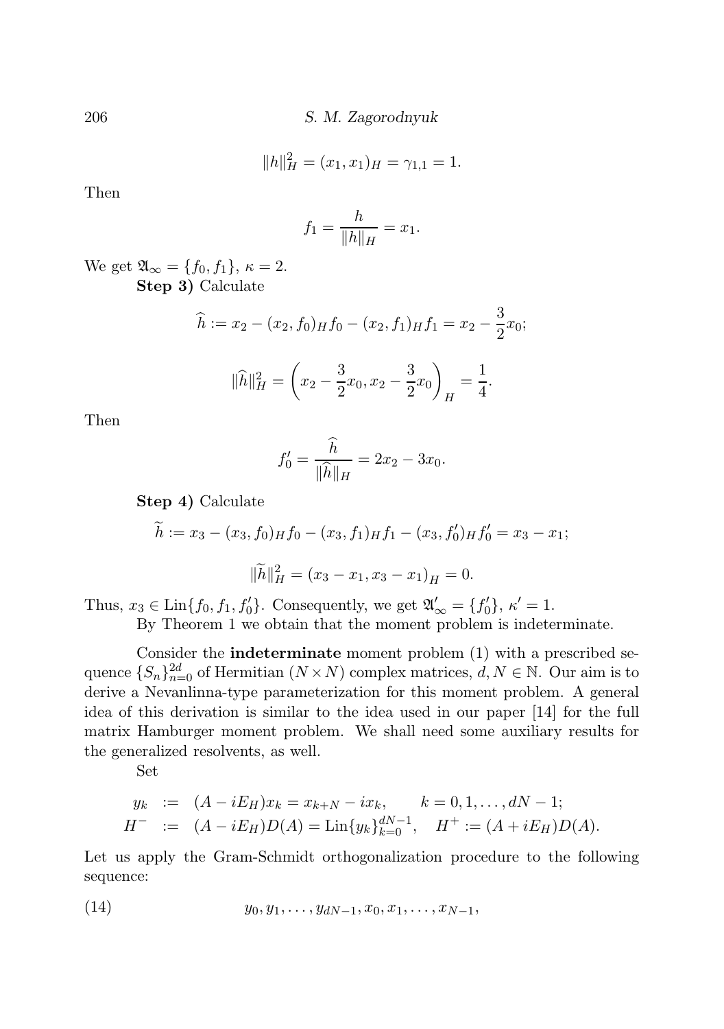$$\|h\|_H^2 = (x_1, x_1)_H = \gamma_{1,1} = 1.$$

Then

$$f_1 = \frac{h}{\|h\|_H} = x_1.$$

We get $\mathfrak{A}_\infty = \{f_0, f_1\}$, $\kappa = 2$.

**Step 3)** Calculate

$$\widehat{h} := x_2 - (x_2, f_0)_H f_0 - (x_2, f_1)_H f_1 = x_2 - \frac{3}{2} x_0;$$

$$\|\widehat{h}\|_H^2 = \left( x_2 - \frac{3}{2} x_0, x_2 - \frac{3}{2} x_0 \right)_H = \frac{1}{4}.$$

Then

$$f_0' = \frac{\widehat{h}}{\|\widehat{h}\|_H} = 2x_2 - 3x_0.$$

**Step 4)** Calculate

$$\widetilde{h} := x_3 - (x_3, f_0)_H f_0 - (x_3, f_1)_H f_1 - (x_3, f_0')_H f_0' = x_3 - x_1;$$

$$\|\widetilde{h}\|_H^2 = (x_3 - x_1, x_3 - x_1)_H = 0.$$

Thus, $x_3 \in \mathrm{Lin}\{f_0, f_1, f_0'\}$. Consequently, we get $\mathfrak{A}_\infty' = \{f_0'\}$, $\kappa' = 1$.

By Theorem 1 we obtain that the moment problem is indeterminate.

Consider the **indeterminate** moment problem (1) with a prescribed sequence $\{S_n\}_{n=0}^{2d}$ of Hermitian $(N \times N)$ complex matrices, $d, N \in \mathbb{N}$. Our aim is to derive a Nevanlinna-type parameterization for this moment problem. A general idea of this derivation is similar to the idea used in our paper [14] for the full matrix Hamburger moment problem. We shall need some auxiliary results for the generalized resolvents, as well.

Set

$$\begin{aligned} y_k &:= (A - iE_H)x_k = x_{k+N} - ix_k, \qquad k = 0, 1, \ldots, dN - 1; \\ H^- &:= (A - iE_H)D(A) = \mathrm{Lin}\{y_k\}_{k=0}^{dN-1}, \quad H^+ := (A + iE_H)D(A). \end{aligned}$$

Let us apply the Gram-Schmidt orthogonalization procedure to the following sequence:

$$y_0, y_1, \ldots, y_{dN-1}, x_0, x_1, \ldots, x_{N-1}, \tag{14}$$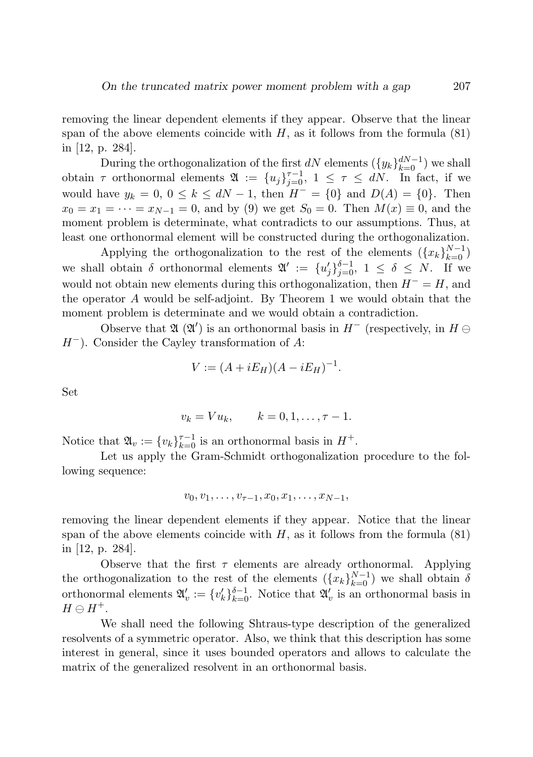removing the linear dependent elements if they appear. Observe that the linear span of the above elements coincide with $H$, as it follows from the formula (81) in [12, p. 284].

During the orthogonalization of the first $dN$ elements ($\{y_k\}_{k=0}^{dN-1}$) we shall obtain $\tau$ orthonormal elements $\mathfrak{A} := \{u_j\}_{j=0}^{\tau-1}$, $1 \leq \tau \leq dN$. In fact, if we would have $y_k = 0$, $0 \leq k \leq dN-1$, then $H^- = \{0\}$ and $D(A) = \{0\}$. Then $x_0 = x_1 = \cdots = x_{N-1} = 0$, and by (9) we get $S_0 = 0$. Then $M(x) \equiv 0$, and the moment problem is determinate, what contradicts to our assumptions. Thus, at least one orthonormal element will be constructed during the orthogonalization.

Applying the orthogonalization to the rest of the elements ($\{x_k\}_{k=0}^{N-1}$) we shall obtain $\delta$ orthonormal elements $\mathfrak{A}' := \{u_j'\}_{j=0}^{\delta-1}$, $1 \leq \delta \leq N$. If we would not obtain new elements during this orthogonalization, then $H^- = H$, and the operator $A$ would be self-adjoint. By Theorem 1 we would obtain that the moment problem is determinate and we would obtain a contradiction.

Observe that $\mathfrak{A}$ ($\mathfrak{A}'$) is an orthonormal basis in $H^-$ (respectively, in $H \ominus H^-$). Consider the Cayley transformation of $A$:

$$V := (A + iE_H)(A - iE_H)^{-1}.$$

Set

$$v_k = Vu_k, \qquad k = 0, 1, \ldots, \tau - 1.$$

Notice that $\mathfrak{A}_v := \{v_k\}_{k=0}^{\tau-1}$ is an orthonormal basis in $H^+$.

Let us apply the Gram-Schmidt orthogonalization procedure to the following sequence:

$$v_0, v_1, \ldots, v_{\tau-1}, x_0, x_1, \ldots, x_{N-1},$$

removing the linear dependent elements if they appear. Notice that the linear span of the above elements coincide with $H$, as it follows from the formula (81) in [12, p. 284].

Observe that the first $\tau$ elements are already orthonormal. Applying the orthogonalization to the rest of the elements ($\{x_k\}_{k=0}^{N-1}$) we shall obtain $\delta$ orthonormal elements $\mathfrak{A}_v' := \{v_k'\}_{k=0}^{\delta-1}$. Notice that $\mathfrak{A}_v'$ is an orthonormal basis in $H \ominus H^+$.

We shall need the following Shtraus-type description of the generalized resolvents of a symmetric operator. Also, we think that this description has some interest in general, since it uses bounded operators and allows to calculate the matrix of the generalized resolvent in an orthonormal basis.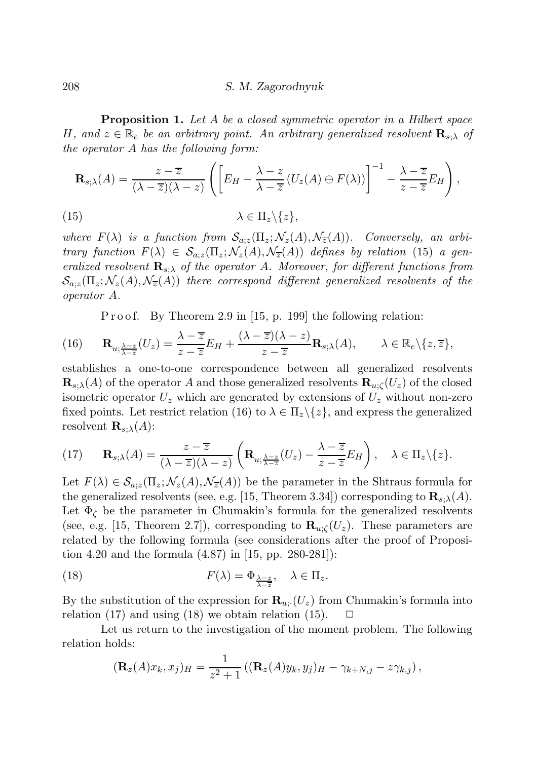**Proposition 1.** *Let $A$ be a closed symmetric operator in a Hilbert space $H$, and $z \in \mathbb{R}_e$ be an arbitrary point. An arbitrary generalized resolvent $\mathbf{R}_{s;\lambda}$ of the operator $A$ has the following form:*

$$\mathbf{R}_{s;\lambda}(A) = \frac{z-\overline{z}}{(\lambda-\overline{z})(\lambda-z)} \left( \left[ E_H - \frac{\lambda - z}{\lambda - \overline{z}} \left( U_z(A) \oplus F(\lambda) \right) \right]^{-1} - \frac{\lambda-\overline{z}}{z-\overline{z}} E_H \right),$$

$$\lambda \in \Pi_z \backslash \{z\}, \tag{15}$$

*where $F(\lambda)$ is a function from $\mathcal{S}_{a;z}(\Pi_z; \mathcal{N}_z(A), \mathcal{N}_{\overline{z}}(A))$. Conversely, an arbitrary function $F(\lambda) \in \mathcal{S}_{a;z}(\Pi_z; \mathcal{N}_z(A), \mathcal{N}_{\overline{z}}(A))$ defines by relation (15) a generalized resolvent $\mathbf{R}_{s;\lambda}$ of the operator $A$. Moreover, for different functions from $\mathcal{S}_{a;z}(\Pi_z; \mathcal{N}_z(A), \mathcal{N}_{\overline{z}}(A))$ there correspond different generalized resolvents of the operator $A$.*

Proof. By Theorem 2.9 in [15, p. 199] the following relation:

$$\mathbf{R}_{u;\frac{\lambda-z}{\lambda-\overline{z}}}(U_z) = \frac{\lambda-\overline{z}}{z-\overline{z}} E_H + \frac{(\lambda-\overline{z})(\lambda-z)}{z-\overline{z}} \mathbf{R}_{s;\lambda}(A), \qquad \lambda \in \mathbb{R}_e \backslash \{z, \overline{z}\}, \tag{16}$$

establishes a one-to-one correspondence between all generalized resolvents $\mathbf{R}_{s;\lambda}(A)$ of the operator $A$ and those generalized resolvents $\mathbf{R}_{u;\zeta}(U_z)$ of the closed isometric operator $U_z$ which are generated by extensions of $U_z$ without non-zero fixed points. Let restrict relation (16) to $\lambda \in \Pi_z \backslash \{z\}$, and express the generalized resolvent $\mathbf{R}_{s;\lambda}(A)$:

$$\mathbf{R}_{s;\lambda}(A) = \frac{z-\overline{z}}{(\lambda-\overline{z})(\lambda-z)} \left( \mathbf{R}_{u;\frac{\lambda-z}{\lambda-\overline{z}}}(U_z) - \frac{\lambda-\overline{z}}{z-\overline{z}} E_H \right), \quad \lambda \in \Pi_z \backslash \{z\}. \tag{17}$$

Let $F(\lambda) \in \mathcal{S}_{a;z}(\Pi_z; \mathcal{N}_z(A), \mathcal{N}_{\overline{z}}(A))$ be the parameter in the Shtraus formula for the generalized resolvents (see, e.g. [15, Theorem 3.34]) corresponding to $\mathbf{R}_{s;\lambda}(A)$. Let $\Phi_\zeta$ be the parameter in Chumakin's formula for the generalized resolvents (see, e.g. [15, Theorem 2.7]), corresponding to $\mathbf{R}_{u;\zeta}(U_z)$. These parameters are related by the following formula (see considerations after the proof of Proposition 4.20 and the formula (4.87) in [15, pp. 280-281]):

$$F(\lambda) = \Phi_{\frac{\lambda-z}{\lambda-\overline{z}}}, \quad \lambda \in \Pi_z. \tag{18}$$

By the substitution of the expression for $\mathbf{R}_{u;\cdot}(U_z)$ from Chumakin's formula into relation (17) and using (18) we obtain relation (15). $\square$

Let us return to the investigation of the moment problem. The following relation holds:

$$(\mathbf{R}_z(A)x_k, x_j)_H = \frac{1}{z^2+1} \left( (\mathbf{R}_z(A)y_k, y_j)_H - \gamma_{k+N,j} - z\gamma_{k,j} \right),$$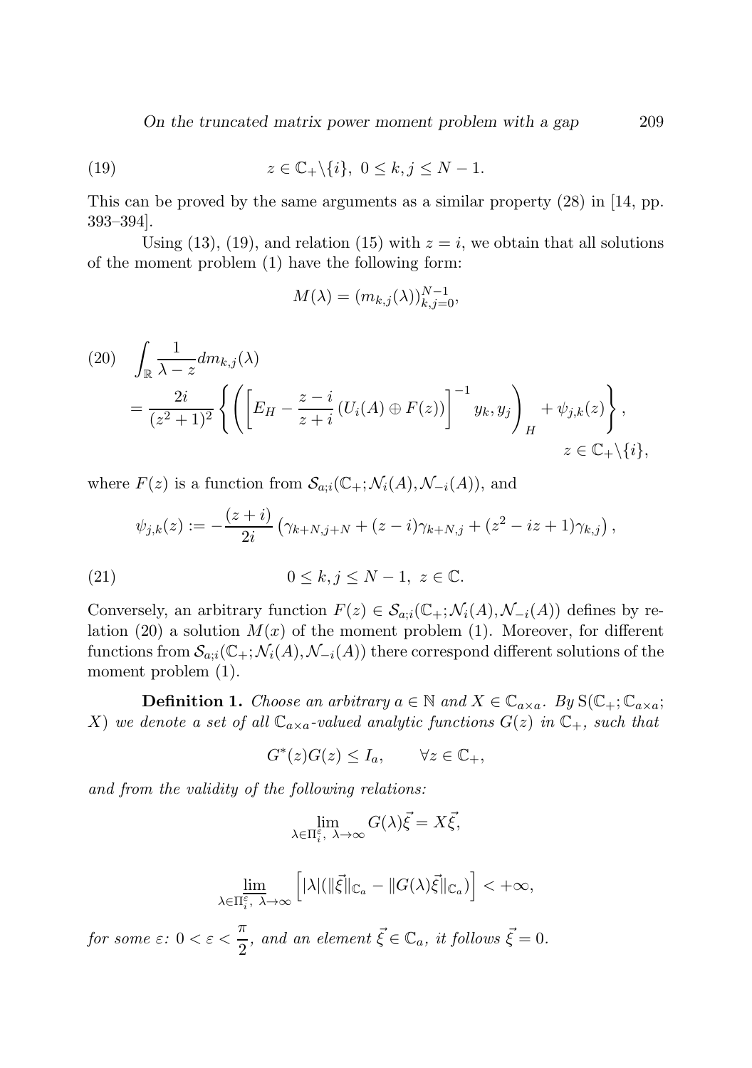$$z \in \mathbb{C}_+ \backslash \{i\},\ 0 \le k, j \le N-1. \tag{19}$$

This can be proved by the same arguments as a similar property (28) in [14, pp. 393–394].

Using (13), (19), and relation (15) with $z = i$, we obtain that all solutions of the moment problem (1) have the following form:

$$M(\lambda) = (m_{k,j}(\lambda))_{k,j=0}^{N-1},$$

$$\begin{aligned} \int_{\mathbb{R}} \frac{1}{\lambda - z} dm_{k,j}(\lambda) \\ = \frac{2i}{(z^2+1)^2} \left\{ \left( \left[ E_H - \frac{z-i}{z+i} \left( U_i(A) \oplus F(z) \right) \right]^{-1} y_k, y_j \right)_H + \psi_{j,k}(z) \right\}, \\ z \in \mathbb{C}_+ \backslash \{i\}, \end{aligned} \tag{20}$$

where $F(z)$ is a function from $\mathcal{S}_{a;i}(\mathbb{C}_+; \mathcal{N}_i(A), \mathcal{N}_{-i}(A))$, and

$$\psi_{j,k}(z) := -\frac{(z+i)}{2i} \left( \gamma_{k+N,j+N} + (z-i)\gamma_{k+N,j} + (z^2 - iz + 1)\gamma_{k,j} \right),$$

$$0 \le k, j \le N-1,\ z \in \mathbb{C}. \tag{21}$$

Conversely, an arbitrary function $F(z) \in \mathcal{S}_{a;i}(\mathbb{C}_+; \mathcal{N}_i(A), \mathcal{N}_{-i}(A))$ defines by relation (20) a solution $M(x)$ of the moment problem (1). Moreover, for different functions from $\mathcal{S}_{a;i}(\mathbb{C}_+; \mathcal{N}_i(A), \mathcal{N}_{-i}(A))$ there correspond different solutions of the moment problem (1).

**Definition 1.** *Choose an arbitrary $a \in \mathbb{N}$ and $X \in \mathbb{C}_{a\times a}$. By $\mathrm{S}(\mathbb{C}_+; \mathbb{C}_{a\times a}; X)$ we denote a set of all $\mathbb{C}_{a\times a}$-valued analytic functions $G(z)$ in $\mathbb{C}_+$, such that*

$$G^*(z) G(z) \le I_a, \qquad \forall z \in \mathbb{C}_+,$$

*and from the validity of the following relations:*

$$\lim_{\lambda \in \Pi_i^\varepsilon,\ \lambda \to \infty} G(\lambda)\vec{\xi} = X\vec{\xi},$$

$$\varliminf_{\lambda \in \Pi_i^\varepsilon,\ \lambda \to \infty} \left[ |\lambda| (\|\vec{\xi}\|_{\mathbb{C}_a} - \|G(\lambda)\vec{\xi}\|_{\mathbb{C}_a}) \right] < +\infty,$$

*for some $\varepsilon$: $0 < \varepsilon < \dfrac{\pi}{2}$, and an element $\vec{\xi} \in \mathbb{C}_a$, it follows $\vec{\xi} = 0$.*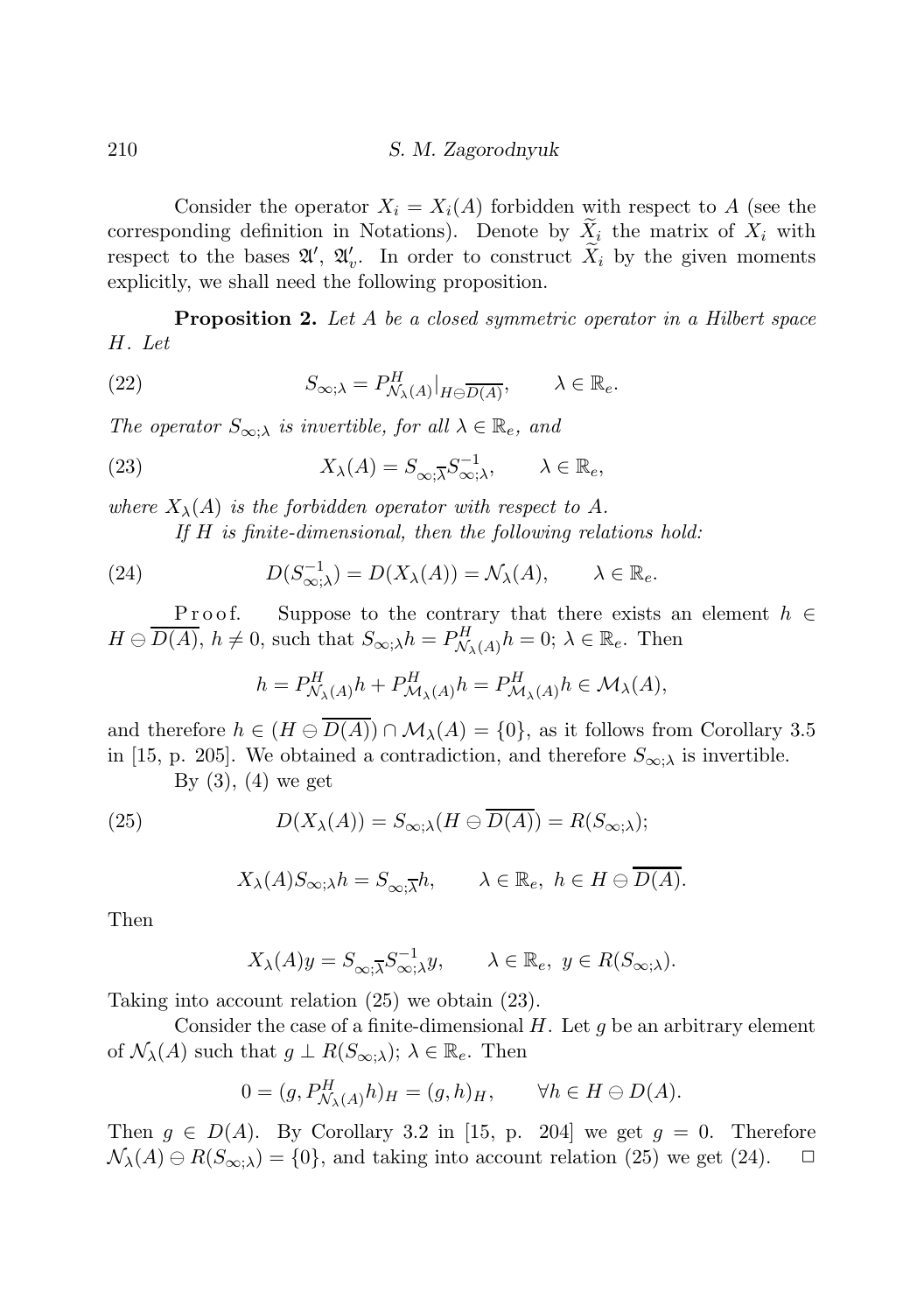Consider the operator $X_i = X_i(A)$ forbidden with respect to $A$ (see the corresponding definition in Notations). Denote by $\widetilde{X}_i$ the matrix of $X_i$ with respect to the bases $\mathfrak{A}'$, $\mathfrak{A}'_v$. In order to construct $\widetilde{X}_i$ by the given moments explicitly, we shall need the following proposition.

**Proposition 2.** *Let $A$ be a closed symmetric operator in a Hilbert space $H$. Let*

$$S_{\infty;\lambda} = P^H_{\mathcal{N}_\lambda(A)}|_{H\ominus\overline{D(A)}}, \qquad \lambda \in \mathbb{R}_e. \tag{22}$$

*The operator $S_{\infty;\lambda}$ is invertible, for all $\lambda \in \mathbb{R}_e$, and*

$$X_\lambda(A) = S_{\infty;\overline{\lambda}} S^{-1}_{\infty;\lambda}, \qquad \lambda \in \mathbb{R}_e, \tag{23}$$

*where $X_\lambda(A)$ is the forbidden operator with respect to $A$.*

*If $H$ is finite-dimensional, then the following relations hold:*

$$D(S^{-1}_{\infty;\lambda}) = D(X_\lambda(A)) = \mathcal{N}_\lambda(A), \qquad \lambda \in \mathbb{R}_e. \tag{24}$$

Proof. Suppose to the contrary that there exists an element $h \in H \ominus \overline{D(A)}$, $h \neq 0$, such that $S_{\infty;\lambda}h = P^H_{\mathcal{N}_\lambda(A)}h = 0$; $\lambda \in \mathbb{R}_e$. Then

$$h = P^H_{\mathcal{N}_\lambda(A)}h + P^H_{\mathcal{M}_\lambda(A)}h = P^H_{\mathcal{M}_\lambda(A)}h \in \mathcal{M}_\lambda(A),$$

and therefore $h \in (H \ominus \overline{D(A)}) \cap \mathcal{M}_\lambda(A) = \{0\}$, as it follows from Corollary 3.5 in [15, p. 205]. We obtained a contradiction, and therefore $S_{\infty;\lambda}$ is invertible.

By (3), (4) we get

$$D(X_\lambda(A)) = S_{\infty;\lambda}(H \ominus \overline{D(A)}) = R(S_{\infty;\lambda}); \tag{25}$$

$$X_\lambda(A) S_{\infty;\lambda} h = S_{\infty;\overline{\lambda}} h, \qquad \lambda \in \mathbb{R}_e,\ h \in H \ominus \overline{D(A)}.$$

Then

$$X_\lambda(A) y = S_{\infty;\overline{\lambda}} S^{-1}_{\infty;\lambda} y, \qquad \lambda \in \mathbb{R}_e,\ y \in R(S_{\infty;\lambda}).$$

Taking into account relation (25) we obtain (23).

Consider the case of a finite-dimensional $H$. Let $g$ be an arbitrary element of $\mathcal{N}_\lambda(A)$ such that $g \perp R(S_{\infty;\lambda})$; $\lambda \in \mathbb{R}_e$. Then

$$0 = (g, P^H_{\mathcal{N}_\lambda(A)} h)_H = (g, h)_H, \qquad \forall h \in H \ominus D(A).$$

Then $g \in D(A)$. By Corollary 3.2 in [15, p. 204] we get $g = 0$. Therefore $\mathcal{N}_\lambda(A) \ominus R(S_{\infty;\lambda}) = \{0\}$, and taking into account relation (25) we get (24). $\square$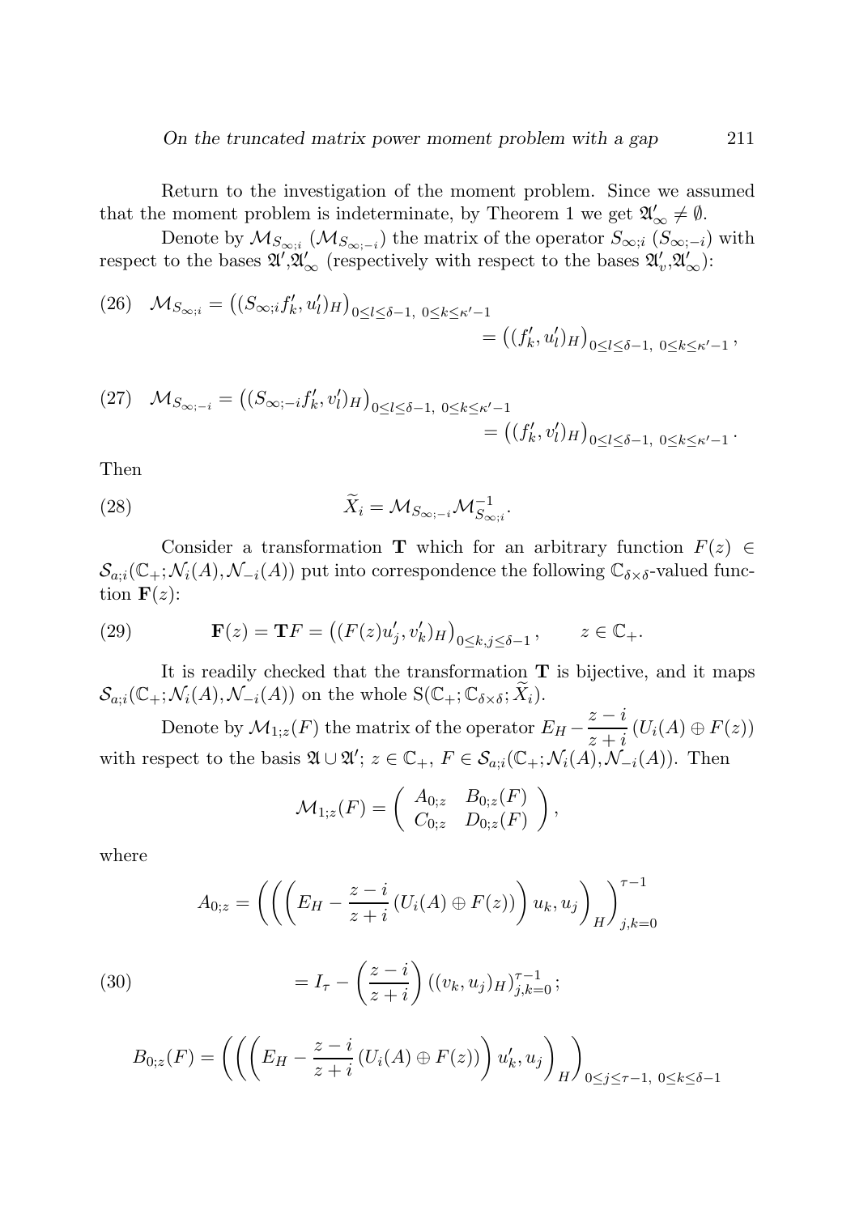Return to the investigation of the moment problem. Since we assumed that the moment problem is indeterminate, by Theorem 1 we get $\mathfrak{A}'_\infty \neq \emptyset$.

Denote by $\mathcal{M}_{S_{\infty;i}}$ ($\mathcal{M}_{S_{\infty;-i}}$) the matrix of the operator $S_{\infty;i}$ ($S_{\infty;-i}$) with respect to the bases $\mathfrak{A}'$,$\mathfrak{A}'_\infty$ (respectively with respect to the bases $\mathfrak{A}'_v$,$\mathfrak{A}'_\infty$):

$$
\begin{aligned}
(26) \quad \mathcal{M}_{S_{\infty;i}} &= \left( (S_{\infty;i} f'_k, u'_l)_H \right)_{0\leq l\leq \delta-1,\ 0\leq k\leq \kappa'-1} \\
&= \left( (f'_k, u'_l)_H \right)_{0\leq l\leq \delta-1,\ 0\leq k\leq \kappa'-1},
\end{aligned}
$$

$$
\begin{aligned}
(27) \quad \mathcal{M}_{S_{\infty;-i}} &= \left( (S_{\infty;-i} f'_k, v'_l)_H \right)_{0\leq l\leq \delta-1,\ 0\leq k\leq \kappa'-1} \\
&= \left( (f'_k, v'_l)_H \right)_{0\leq l\leq \delta-1,\ 0\leq k\leq \kappa'-1}.
\end{aligned}
$$

Then

$$
\widetilde{X}_i = \mathcal{M}_{S_{\infty;-i}} \mathcal{M}_{S_{\infty;i}}^{-1}. \tag{28}
$$

Consider a transformation $\mathbf{T}$ which for an arbitrary function $F(z) \in \mathcal{S}_{a;i}(\mathbb{C}_+; \mathcal{N}_i(A), \mathcal{N}_{-i}(A))$ put into correspondence the following $\mathbb{C}_{\delta\times\delta}$-valued function $\mathbf{F}(z)$:

$$
\mathbf{F}(z) = \mathbf{T}F = \left( (F(z) u'_j, v'_k)_H \right)_{0\leq k,j\leq \delta-1}, \qquad z \in \mathbb{C}_+. \tag{29}
$$

It is readily checked that the transformation $\mathbf{T}$ is bijective, and it maps $\mathcal{S}_{a;i}(\mathbb{C}_+; \mathcal{N}_i(A), \mathcal{N}_{-i}(A))$ on the whole $\mathrm{S}(\mathbb{C}_+; \mathbb{C}_{\delta\times\delta}; \widetilde{X}_i)$.

Denote by $\mathcal{M}_{1;z}(F)$ the matrix of the operator $E_H - \dfrac{z-i}{z+i} (U_i(A) \oplus F(z))$ with respect to the basis $\mathfrak{A} \cup \mathfrak{A}'$; $z \in \mathbb{C}_+$, $F \in \mathcal{S}_{a;i}(\mathbb{C}_+; \mathcal{N}_i(A), \mathcal{N}_{-i}(A))$. Then

$$
\mathcal{M}_{1;z}(F) = \begin{pmatrix} A_{0;z} & B_{0;z}(F) \\ C_{0;z} & D_{0;z}(F) \end{pmatrix},
$$

where

$$
\begin{aligned}
A_{0;z} &= \left( \left( \left( E_H - \frac{z-i}{z+i} (U_i(A) \oplus F(z)) \right) u_k, u_j \right)_H \right)_{j,k=0}^{\tau-1} \\
&= I_\tau - \left( \frac{z-i}{z+i} \right) \left( (v_k, u_j)_H \right)_{j,k=0}^{\tau-1}; \qquad (30)
\end{aligned}
$$

$$
B_{0;z}(F) = \left( \left( \left( E_H - \frac{z-i}{z+i} (U_i(A) \oplus F(z)) \right) u'_k, u_j \right)_H \right)_{0\leq j\leq \tau-1,\ 0\leq k\leq \delta-1}
$$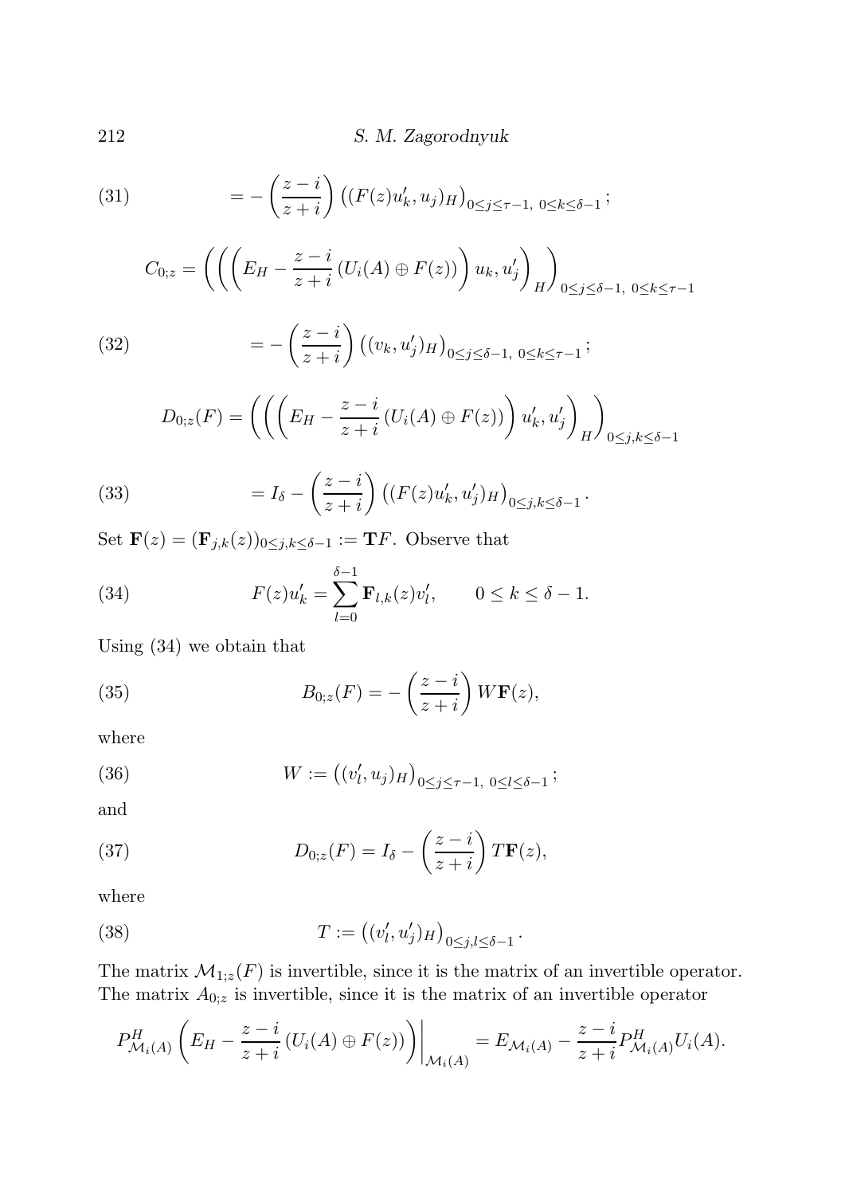$$= -\left(\frac{z-i}{z+i}\right) \left( (F(z)u_k', u_j)_H \right)_{0\leq j\leq \tau-1,\ 0\leq k\leq \delta-1}; \tag{31}$$

$$C_{0;z} = \left( \left( \left( E_H - \frac{z-i}{z+i} \left( U_i(A) \oplus F(z) \right) \right) u_k, u_j' \right)_H \right)_{0\leq j\leq \delta-1,\ 0\leq k\leq \tau-1}$$

$$= -\left(\frac{z-i}{z+i}\right) \left( (v_k, u_j')_H \right)_{0\leq j\leq \delta-1,\ 0\leq k\leq \tau-1}; \tag{32}$$

$$D_{0;z}(F) = \left( \left( \left( E_H - \frac{z-i}{z+i} \left( U_i(A) \oplus F(z) \right) \right) u_k', u_j' \right)_H \right)_{0\leq j,k\leq \delta-1}$$

$$= I_\delta - \left(\frac{z-i}{z+i}\right) \left( (F(z)u_k', u_j')_H \right)_{0\leq j,k\leq \delta-1}. \tag{33}$$

Set $\mathbf{F}(z) = (\mathbf{F}_{j,k}(z))_{0\leq j,k\leq \delta-1} := \mathbf{T}F$. Observe that

$$F(z)u_k' = \sum_{l=0}^{\delta-1} \mathbf{F}_{l,k}(z) v_l', \qquad 0 \leq k \leq \delta - 1. \tag{34}$$

Using (34) we obtain that

$$B_{0;z}(F) = -\left(\frac{z-i}{z+i}\right) W\mathbf{F}(z), \tag{35}$$

where

$$W := \left( (v_l', u_j)_H \right)_{0\leq j\leq \tau-1,\ 0\leq l\leq \delta-1}; \tag{36}$$

and

$$D_{0;z}(F) = I_\delta - \left(\frac{z-i}{z+i}\right) T\mathbf{F}(z), \tag{37}$$

where

$$T := \left( (v_l', u_j')_H \right)_{0\leq j,l\leq \delta-1}. \tag{38}$$

The matrix $\mathcal{M}_{1;z}(F)$ is invertible, since it is the matrix of an invertible operator. The matrix $A_{0;z}$ is invertible, since it is the matrix of an invertible operator

$$P^H_{\mathcal{M}_i(A)} \left( E_H - \frac{z-i}{z+i} \left( U_i(A) \oplus F(z) \right) \right) \Big|_{\mathcal{M}_i(A)} = E_{\mathcal{M}_i(A)} - \frac{z-i}{z+i} P^H_{\mathcal{M}_i(A)} U_i(A).$$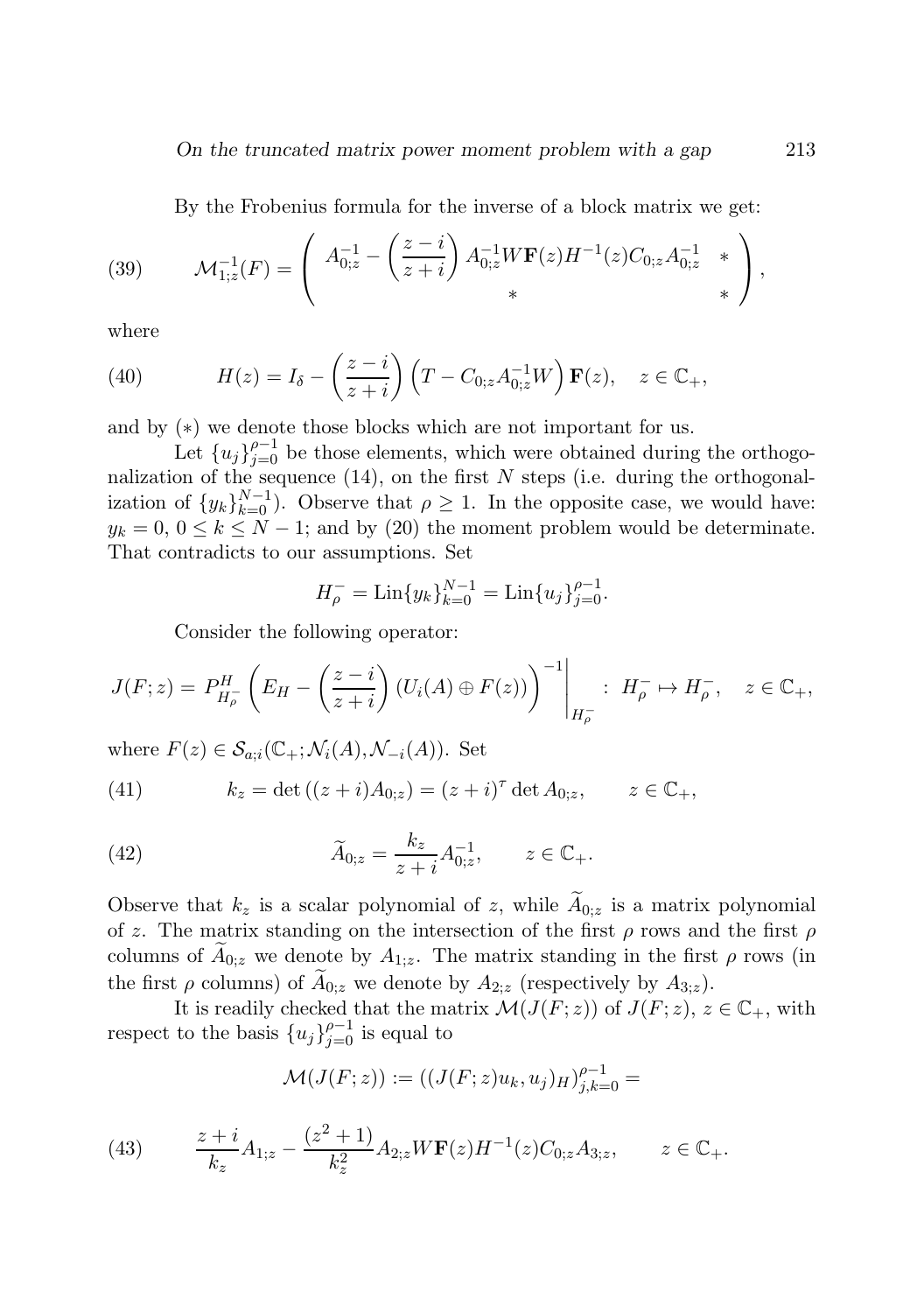By the Frobenius formula for the inverse of a block matrix we get:

$$\mathcal{M}_{1;z}^{-1}(F) = \begin{pmatrix} A_{0;z}^{-1} - \left(\frac{z-i}{z+i}\right) A_{0;z}^{-1} W \mathbf{F}(z) H^{-1}(z) C_{0;z} A_{0;z}^{-1} & * \\ * & * \end{pmatrix}, \tag{39}$$

where

$$H(z) = I_\delta - \left(\frac{z-i}{z+i}\right)\left(T - C_{0;z}A_{0;z}^{-1}W\right)\mathbf{F}(z), \quad z \in \mathbb{C}_+, \tag{40}$$

and by $(*)$ we denote those blocks which are not important for us.

Let $\{u_j\}_{j=0}^{\rho-1}$ be those elements, which were obtained during the orthogonalization of the sequence (14), on the first $N$ steps (i.e. during the orthogonalization of $\{y_k\}_{k=0}^{N-1}$). Observe that $\rho \geq 1$. In the opposite case, we would have: $y_k = 0$, $0 \leq k \leq N-1$; and by (20) the moment problem would be determinate. That contradicts to our assumptions. Set

$$H_\rho^- = \mathrm{Lin}\{y_k\}_{k=0}^{N-1} = \mathrm{Lin}\{u_j\}_{j=0}^{\rho-1}.$$

Consider the following operator:

$$J(F;z) = P_{H_\rho^-}^H \left(E_H - \left(\frac{z-i}{z+i}\right)(U_i(A) \oplus F(z))\right)^{-1}\Bigg|_{H_\rho^-} : \ H_\rho^- \mapsto H_\rho^-, \quad z \in \mathbb{C}_+,$$

where $F(z) \in \mathcal{S}_{a;i}(\mathbb{C}_+; \mathcal{N}_i(A), \mathcal{N}_{-i}(A))$. Set

$$k_z = \det\left((z+i)A_{0;z}\right) = (z+i)^\tau \det A_{0;z}, \qquad z \in \mathbb{C}_+, \tag{41}$$

$$\widetilde{A}_{0;z} = \frac{k_z}{z+i} A_{0;z}^{-1}, \qquad z \in \mathbb{C}_+. \tag{42}$$

Observe that $k_z$ is a scalar polynomial of $z$, while $\widetilde{A}_{0;z}$ is a matrix polynomial of $z$. The matrix standing on the intersection of the first $\rho$ rows and the first $\rho$ columns of $\widetilde{A}_{0;z}$ we denote by $A_{1;z}$. The matrix standing in the first $\rho$ rows (in the first $\rho$ columns) of $\widetilde{A}_{0;z}$ we denote by $A_{2;z}$ (respectively by $A_{3;z}$).

It is readily checked that the matrix $\mathcal{M}(J(F;z))$ of $J(F;z)$, $z \in \mathbb{C}_+$, with respect to the basis $\{u_j\}_{j=0}^{\rho-1}$ is equal to

$$\mathcal{M}(J(F;z)) := \left((J(F;z)u_k, u_j)_H\right)_{j,k=0}^{\rho-1} =$$

$$\frac{z+i}{k_z} A_{1;z} - \frac{(z^2+1)}{k_z^2} A_{2;z} W \mathbf{F}(z) H^{-1}(z) C_{0;z} A_{3;z}, \qquad z \in \mathbb{C}_+. \tag{43}$$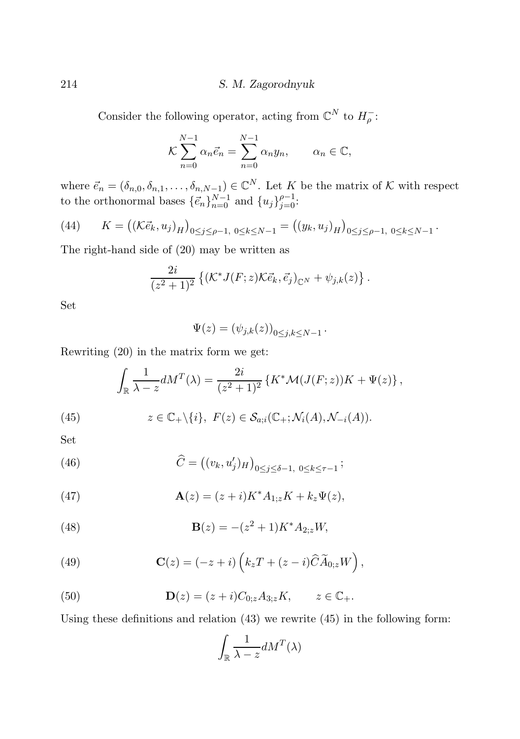Consider the following operator, acting from $\mathbb{C}^N$ to $H_\rho^-$:

$$\mathcal{K} \sum_{n=0}^{N-1} \alpha_n \vec{e}_n = \sum_{n=0}^{N-1} \alpha_n y_n, \qquad \alpha_n \in \mathbb{C},$$

where $\vec{e}_n = (\delta_{n,0}, \delta_{n,1}, \ldots, \delta_{n,N-1}) \in \mathbb{C}^N$. Let $K$ be the matrix of $\mathcal{K}$ with respect to the orthonormal bases $\{\vec{e}_n\}_{n=0}^{N-1}$ and $\{u_j\}_{j=0}^{\rho-1}$:

$$K = \left( (\mathcal{K}\vec{e}_k, u_j)_H \right)_{0 \leq j \leq \rho-1,\ 0 \leq k \leq N-1} = \left( (y_k, u_j)_H \right)_{0 \leq j \leq \rho-1,\ 0 \leq k \leq N-1}. \tag{44}$$

The right-hand side of (20) may be written as

$$\frac{2i}{(z^2+1)^2} \left\{ (\mathcal{K}^* J(F;z) \mathcal{K} \vec{e}_k, \vec{e}_j)_{\mathbb{C}^N} + \psi_{j,k}(z) \right\}.$$

Set

$$\Psi(z) = (\psi_{j,k}(z))_{0 \leq j,k \leq N-1}.$$

Rewriting (20) in the matrix form we get:

$$\int_{\mathbb{R}} \frac{1}{\lambda - z} dM^T(\lambda) = \frac{2i}{(z^2+1)^2} \left\{ K^* \mathcal{M}(J(F;z)) K + \Psi(z) \right\},$$

$$z \in \mathbb{C}_+ \backslash \{i\},\ F(z) \in \mathcal{S}_{a;i}(\mathbb{C}_+; \mathcal{N}_i(A), \mathcal{N}_{-i}(A)). \tag{45}$$

Set

$$\widehat{C} = \left( (v_k, u'_j)_H \right)_{0 \leq j \leq \delta-1,\ 0 \leq k \leq \tau-1}; \tag{46}$$

$$\mathbf{A}(z) = (z+i) K^* A_{1;z} K + k_z \Psi(z), \tag{47}$$

$$\mathbf{B}(z) = -(z^2+1) K^* A_{2;z} W, \tag{48}$$

$$\mathbf{C}(z) = (-z+i) \left( k_z T + (z-i) \widehat{C} \widetilde{A}_{0;z} W \right), \tag{49}$$

$$\mathbf{D}(z) = (z+i) C_{0;z} A_{3;z} K, \qquad z \in \mathbb{C}_+. \tag{50}$$

Using these definitions and relation (43) we rewrite (45) in the following form:

$$\int_{\mathbb{R}} \frac{1}{\lambda - z} dM^T(\lambda)$$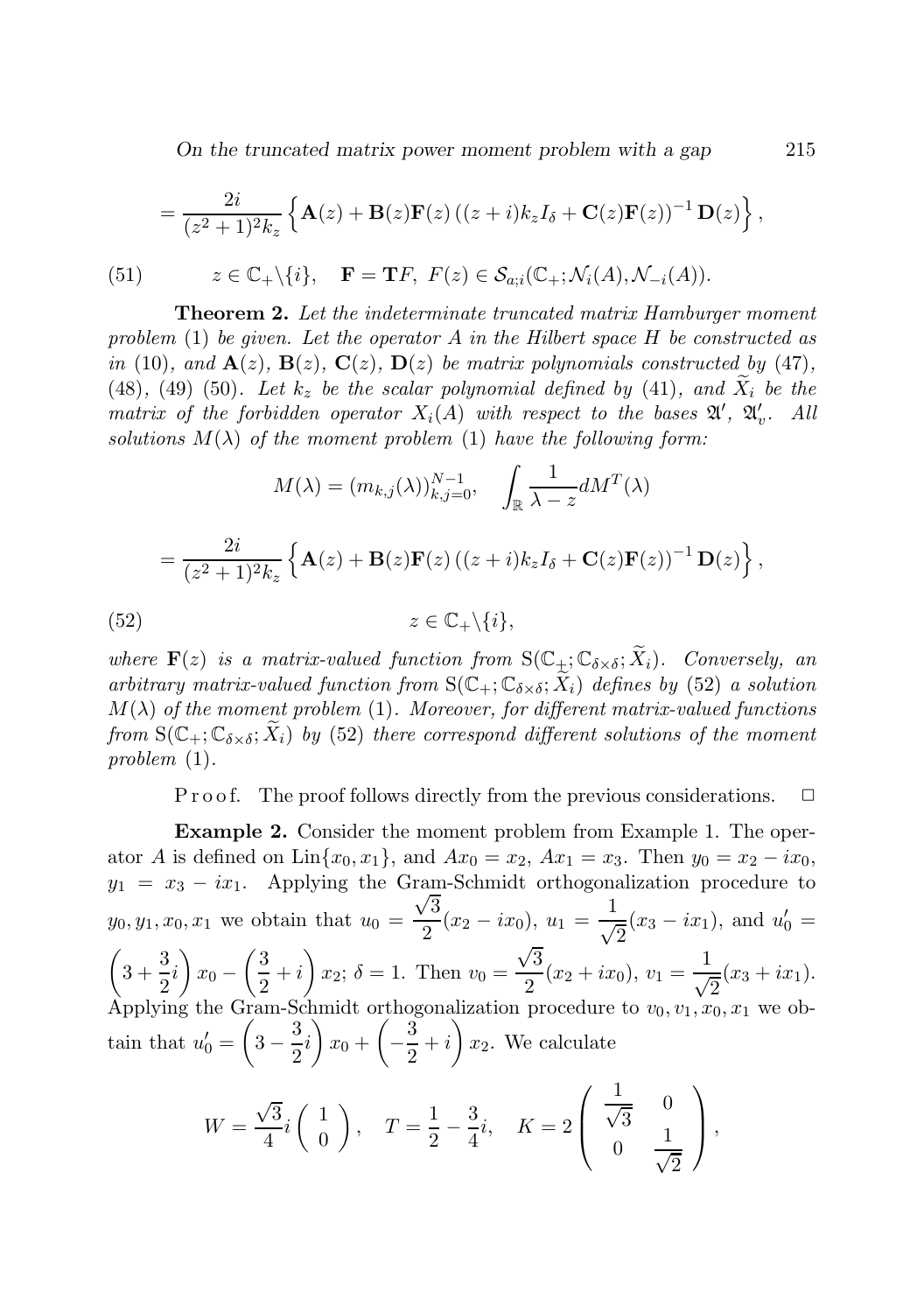$$= \frac{2i}{(z^2+1)^2 k_z} \left\{ \mathbf{A}(z) + \mathbf{B}(z)\mathbf{F}(z) \left( (z+i)k_z I_\delta + \mathbf{C}(z)\mathbf{F}(z) \right)^{-1} \mathbf{D}(z) \right\},$$

$$z \in \mathbb{C}_+ \backslash \{i\}, \quad \mathbf{F} = \mathbf{T}F, \; F(z) \in \mathcal{S}_{a;i}(\mathbb{C}_+; \mathcal{N}_i(A), \mathcal{N}_{-i}(A)). \tag{51}$$

**Theorem 2.** *Let the indeterminate truncated matrix Hamburger moment problem* (1) *be given. Let the operator $A$ in the Hilbert space $H$ be constructed as in* (10)*, and $\mathbf{A}(z)$, $\mathbf{B}(z)$, $\mathbf{C}(z)$, $\mathbf{D}(z)$ be matrix polynomials constructed by* (47)*,* (48)*,* (49) (50)*. Let $k_z$ be the scalar polynomial defined by* (41)*, and $\widetilde{X}_i$ be the matrix of the forbidden operator $X_i(A)$ with respect to the bases $\mathfrak{A}'$, $\mathfrak{A}'_v$. All solutions $M(\lambda)$ of the moment problem* (1) *have the following form:*

$$M(\lambda) = (m_{k,j}(\lambda))_{k,j=0}^{N-1}, \quad \int_{\mathbb{R}} \frac{1}{\lambda - z} dM^T(\lambda)$$

$$= \frac{2i}{(z^2+1)^2 k_z} \left\{ \mathbf{A}(z) + \mathbf{B}(z)\mathbf{F}(z) \left( (z+i)k_z I_\delta + \mathbf{C}(z)\mathbf{F}(z) \right)^{-1} \mathbf{D}(z) \right\},$$

$$z \in \mathbb{C}_+ \backslash \{i\}, \tag{52}$$

*where $\mathbf{F}(z)$ is a matrix-valued function from $\mathrm{S}(\mathbb{C}_+; \mathbb{C}_{\delta\times\delta}; \widetilde{X}_i)$. Conversely, an arbitrary matrix-valued function from $\mathrm{S}(\mathbb{C}_+; \mathbb{C}_{\delta\times\delta}; \widetilde{X}_i)$ defines by* (52) *a solution $M(\lambda)$ of the moment problem* (1)*. Moreover, for different matrix-valued functions from $\mathrm{S}(\mathbb{C}_+; \mathbb{C}_{\delta\times\delta}; \widetilde{X}_i)$ by* (52) *there correspond different solutions of the moment problem* (1)*.*

Proof. The proof follows directly from the previous considerations. $\square$

**Example 2.** Consider the moment problem from Example 1. The operator $A$ is defined on $\mathrm{Lin}\{x_0, x_1\}$, and $Ax_0 = x_2$, $Ax_1 = x_3$. Then $y_0 = x_2 - ix_0$, $y_1 = x_3 - ix_1$. Applying the Gram-Schmidt orthogonalization procedure to $y_0, y_1, x_0, x_1$ we obtain that $u_0 = \frac{\sqrt{3}}{2}(x_2 - ix_0)$, $u_1 = \frac{1}{\sqrt{2}}(x_3 - ix_1)$, and $u'_0 = \left(3 + \frac{3}{2}i\right)x_0 - \left(\frac{3}{2} + i\right)x_2$; $\delta = 1$. Then $v_0 = \frac{\sqrt{3}}{2}(x_2 + ix_0)$, $v_1 = \frac{1}{\sqrt{2}}(x_3 + ix_1)$. Applying the Gram-Schmidt orthogonalization procedure to $v_0, v_1, x_0, x_1$ we obtain that $u'_0 = \left(3 - \frac{3}{2}i\right)x_0 + \left(-\frac{3}{2} + i\right)x_2$. We calculate

$$W = \frac{\sqrt{3}}{4} i \begin{pmatrix} 1 \\ 0 \end{pmatrix}, \quad T = \frac{1}{2} - \frac{3}{4}i, \quad K = 2 \begin{pmatrix} \frac{1}{\sqrt{3}} & 0 \\ 0 & \frac{1}{\sqrt{2}} \end{pmatrix},$$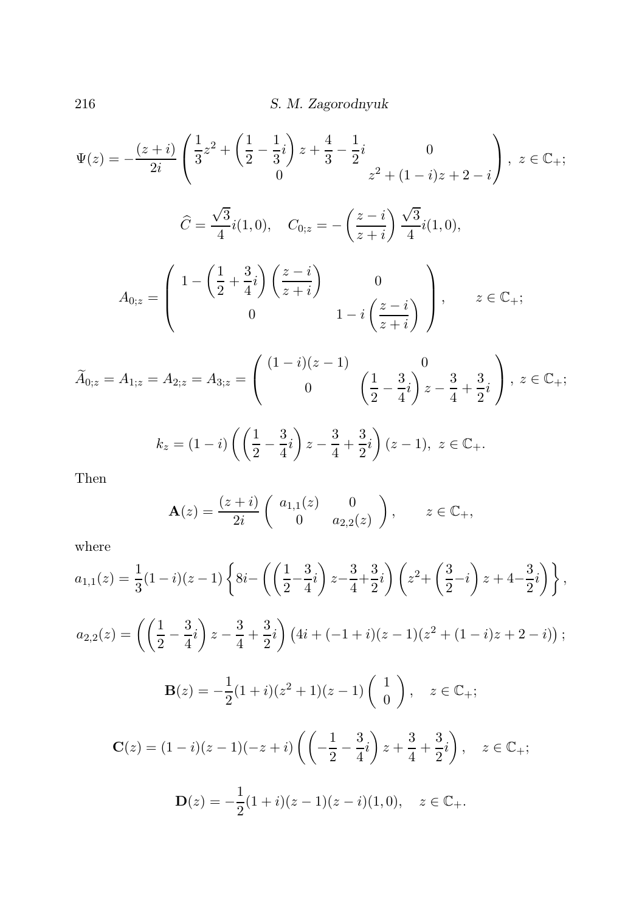$$\Psi(z) = -\frac{(z+i)}{2i} \begin{pmatrix} \frac{1}{3}z^2 + \left(\frac{1}{2} - \frac{1}{3}i\right) z + \frac{4}{3} - \frac{1}{2}i & 0 \\ 0 & z^2 + (1-i)z + 2 - i \end{pmatrix}, \ z \in \mathbb{C}_+;$$

$$\widehat{C} = \frac{\sqrt{3}}{4} i(1,0), \quad C_{0;z} = -\left(\frac{z-i}{z+i}\right) \frac{\sqrt{3}}{4} i(1,0),$$

$$A_{0;z} = \begin{pmatrix} 1 - \left(\frac{1}{2} + \frac{3}{4}i\right)\left(\frac{z-i}{z+i}\right) & 0 \\ 0 & 1 - i\left(\frac{z-i}{z+i}\right) \end{pmatrix}, \qquad z \in \mathbb{C}_+;$$

$$\widetilde{A}_{0;z} = A_{1;z} = A_{2;z} = A_{3;z} = \begin{pmatrix} (1-i)(z-1) & 0 \\ 0 & \left(\frac{1}{2} - \frac{3}{4}i\right) z - \frac{3}{4} + \frac{3}{2}i \end{pmatrix}, \ z \in \mathbb{C}_+;$$

$$k_z = (1-i)\left(\left(\frac{1}{2} - \frac{3}{4}i\right) z - \frac{3}{4} + \frac{3}{2}i\right)(z-1), \ z \in \mathbb{C}_+.$$

Then

$$\mathbf{A}(z) = \frac{(z+i)}{2i} \begin{pmatrix} a_{1,1}(z) & 0 \\ 0 & a_{2,2}(z) \end{pmatrix}, \qquad z \in \mathbb{C}_+,$$

where

$$a_{1,1}(z) = \frac{1}{3}(1-i)(z-1)\left\{8i - \left(\left(\frac{1}{2} - \frac{3}{4}i\right) z - \frac{3}{4} + \frac{3}{2}i\right)\left(z^2 + \left(\frac{3}{2} - i\right) z + 4 - \frac{3}{2}i\right)\right\},$$

$$a_{2,2}(z) = \left(\left(\frac{1}{2} - \frac{3}{4}i\right) z - \frac{3}{4} + \frac{3}{2}i\right)\left(4i + (-1+i)(z-1)(z^2 + (1-i)z + 2 - i)\right);$$

$$\mathbf{B}(z) = -\frac{1}{2}(1+i)(z^2+1)(z-1)\begin{pmatrix} 1 \\ 0 \end{pmatrix}, \quad z \in \mathbb{C}_+;$$

$$\mathbf{C}(z) = (1-i)(z-1)(-z+i)\left(\left(-\frac{1}{2} - \frac{3}{4}i\right) z + \frac{3}{4} + \frac{3}{2}i\right), \quad z \in \mathbb{C}_+;$$

$$\mathbf{D}(z) = -\frac{1}{2}(1+i)(z-1)(z-i)(1,0), \quad z \in \mathbb{C}_+.$$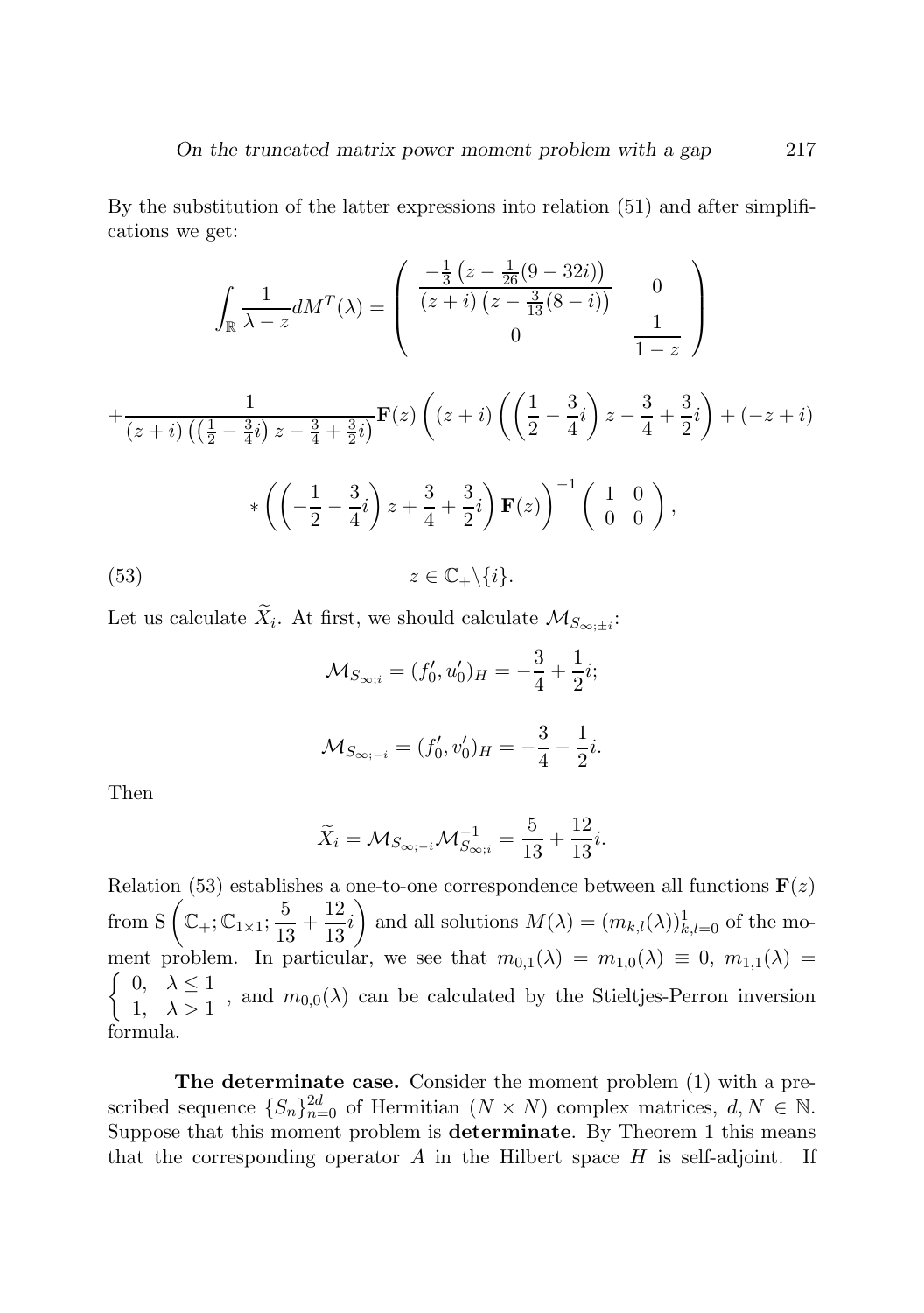By the substitution of the latter expressions into relation (51) and after simplifications we get:

$$\int_{\mathbb{R}} \frac{1}{\lambda - z} dM^T(\lambda) = \begin{pmatrix} \dfrac{-\frac{1}{3}\left(z - \frac{1}{26}(9-32i)\right)}{(z+i)\left(z - \frac{3}{13}(8-i)\right)} & 0 \\ 0 & \dfrac{1}{1-z} \end{pmatrix}$$

$$+\frac{1}{(z+i)\left(\left(\frac{1}{2}-\frac{3}{4}i\right)z - \frac{3}{4}+\frac{3}{2}i\right)}\mathbf{F}(z)\left((z+i)\left(\left(\frac{1}{2}-\frac{3}{4}i\right)z - \frac{3}{4}+\frac{3}{2}i\right) + (-z+i)\right.$$

$$\left. * \left(\left(-\frac{1}{2}-\frac{3}{4}i\right)z + \frac{3}{4}+\frac{3}{2}i\right)\mathbf{F}(z)\right)^{-1}\begin{pmatrix} 1 & 0 \\ 0 & 0 \end{pmatrix},$$

$$z \in \mathbb{C}_+ \backslash \{i\}. \tag{53}$$

Let us calculate $\widetilde{X}_i$. At first, we should calculate $\mathcal{M}_{S_{\infty;\pm i}}$:

$$\mathcal{M}_{S_{\infty;i}} = (f_0', u_0')_H = -\frac{3}{4} + \frac{1}{2}i;$$

$$\mathcal{M}_{S_{\infty;-i}} = (f_0', v_0')_H = -\frac{3}{4} - \frac{1}{2}i.$$

Then

$$\widetilde{X}_i = \mathcal{M}_{S_{\infty;-i}}\mathcal{M}_{S_{\infty;i}}^{-1} = \frac{5}{13} + \frac{12}{13}i.$$

Relation (53) establishes a one-to-one correspondence between all functions $\mathbf{F}(z)$ from $\mathrm{S}\left(\mathbb{C}_+; \mathbb{C}_{1\times 1}; \frac{5}{13} + \frac{12}{13}i\right)$ and all solutions $M(\lambda) = (m_{k,l}(\lambda))_{k,l=0}^{1}$ of the moment problem. In particular, we see that $m_{0,1}(\lambda) = m_{1,0}(\lambda) \equiv 0$, $m_{1,1}(\lambda) = \begin{cases} 0, & \lambda \leq 1 \\ 1, & \lambda > 1 \end{cases}$, and $m_{0,0}(\lambda)$ can be calculated by the Stieltjes-Perron inversion formula.

**The determinate case.** Consider the moment problem (1) with a prescribed sequence $\{S_n\}_{n=0}^{2d}$ of Hermitian $(N \times N)$ complex matrices, $d, N \in \mathbb{N}$. Suppose that this moment problem is **determinate**. By Theorem 1 this means that the corresponding operator $A$ in the Hilbert space $H$ is self-adjoint. If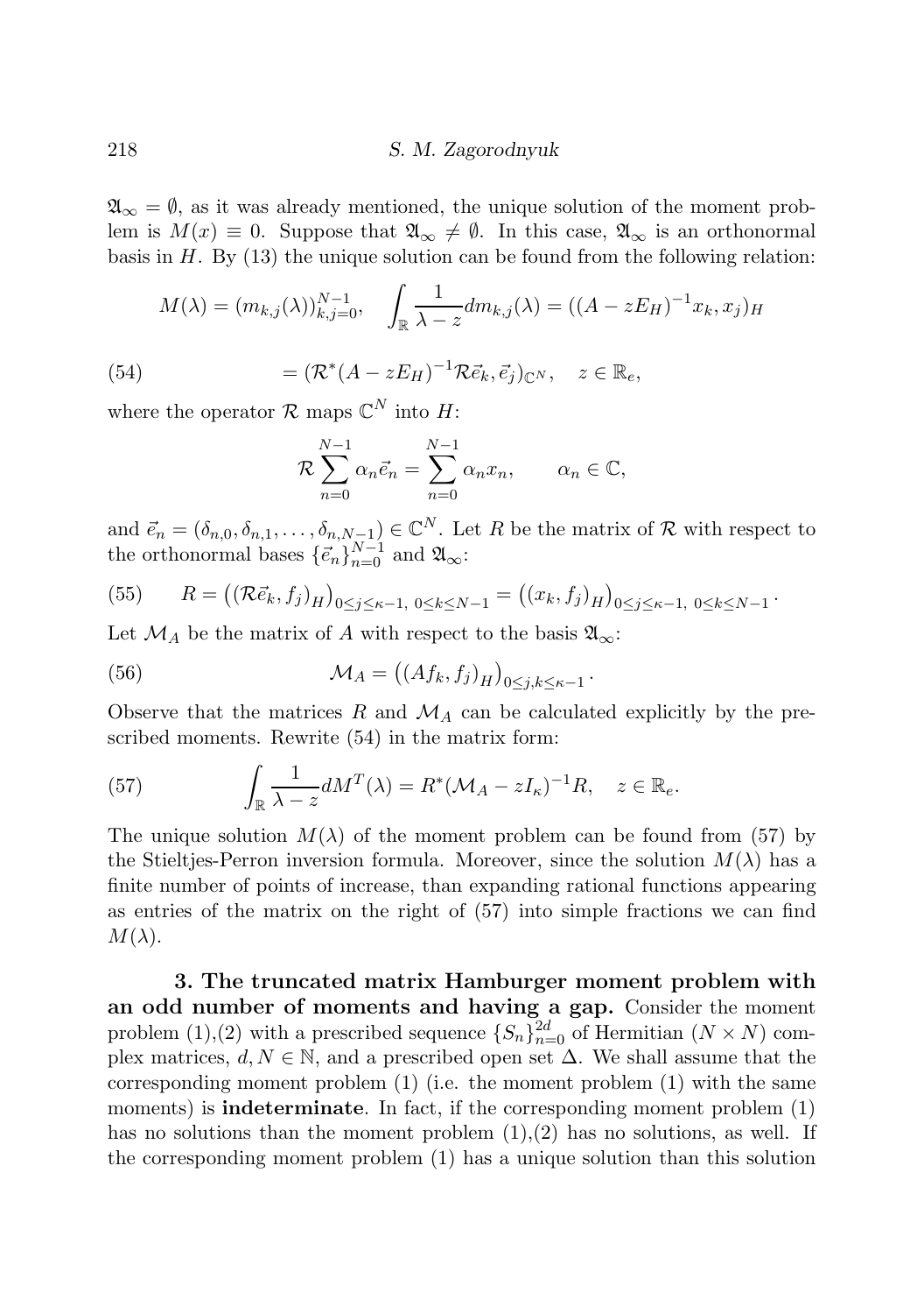$\mathfrak{A}_\infty = \emptyset$, as it was already mentioned, the unique solution of the moment problem is $M(x) \equiv 0$. Suppose that $\mathfrak{A}_\infty \neq \emptyset$. In this case, $\mathfrak{A}_\infty$ is an orthonormal basis in $H$. By (13) the unique solution can be found from the following relation:

$$M(\lambda) = (m_{k,j}(\lambda))_{k,j=0}^{N-1}, \quad \int_{\mathbb{R}} \frac{1}{\lambda - z} dm_{k,j}(\lambda) = ((A - zE_H)^{-1} x_k, x_j)_H$$

$$= (\mathcal{R}^* (A - zE_H)^{-1} \mathcal{R} \vec{e}_k, \vec{e}_j)_{\mathbb{C}^N}, \quad z \in \mathbb{R}_e, \tag{54}$$

where the operator $\mathcal{R}$ maps $\mathbb{C}^N$ into $H$:

$$\mathcal{R} \sum_{n=0}^{N-1} \alpha_n \vec{e}_n = \sum_{n=0}^{N-1} \alpha_n x_n, \qquad \alpha_n \in \mathbb{C},$$

and $\vec{e}_n = (\delta_{n,0}, \delta_{n,1}, \ldots, \delta_{n,N-1}) \in \mathbb{C}^N$. Let $R$ be the matrix of $\mathcal{R}$ with respect to the orthonormal bases $\{\vec{e}_n\}_{n=0}^{N-1}$ and $\mathfrak{A}_\infty$:

$$R = \left( (\mathcal{R}\vec{e}_k, f_j)_H \right)_{0 \leq j \leq \kappa-1,\ 0 \leq k \leq N-1} = \left( (x_k, f_j)_H \right)_{0 \leq j \leq \kappa-1,\ 0 \leq k \leq N-1}. \tag{55}$$

Let $\mathcal{M}_A$ be the matrix of $A$ with respect to the basis $\mathfrak{A}_\infty$:

$$\mathcal{M}_A = \left( (Af_k, f_j)_H \right)_{0 \leq j,k \leq \kappa-1}. \tag{56}$$

Observe that the matrices $R$ and $\mathcal{M}_A$ can be calculated explicitly by the prescribed moments. Rewrite (54) in the matrix form:

$$\int_{\mathbb{R}} \frac{1}{\lambda - z} dM^T(\lambda) = R^* (\mathcal{M}_A - zI_\kappa)^{-1} R, \quad z \in \mathbb{R}_e. \tag{57}$$

The unique solution $M(\lambda)$ of the moment problem can be found from (57) by the Stieltjes-Perron inversion formula. Moreover, since the solution $M(\lambda)$ has a finite number of points of increase, than expanding rational functions appearing as entries of the matrix on the right of (57) into simple fractions we can find $M(\lambda)$.

**3. The truncated matrix Hamburger moment problem with an odd number of moments and having a gap.** Consider the moment problem (1),(2) with a prescribed sequence $\{S_n\}_{n=0}^{2d}$ of Hermitian $(N \times N)$ complex matrices, $d, N \in \mathbb{N}$, and a prescribed open set $\Delta$. We shall assume that the corresponding moment problem (1) (i.e. the moment problem (1) with the same moments) is **indeterminate**. In fact, if the corresponding moment problem (1) has no solutions than the moment problem (1),(2) has no solutions, as well. If the corresponding moment problem (1) has a unique solution than this solution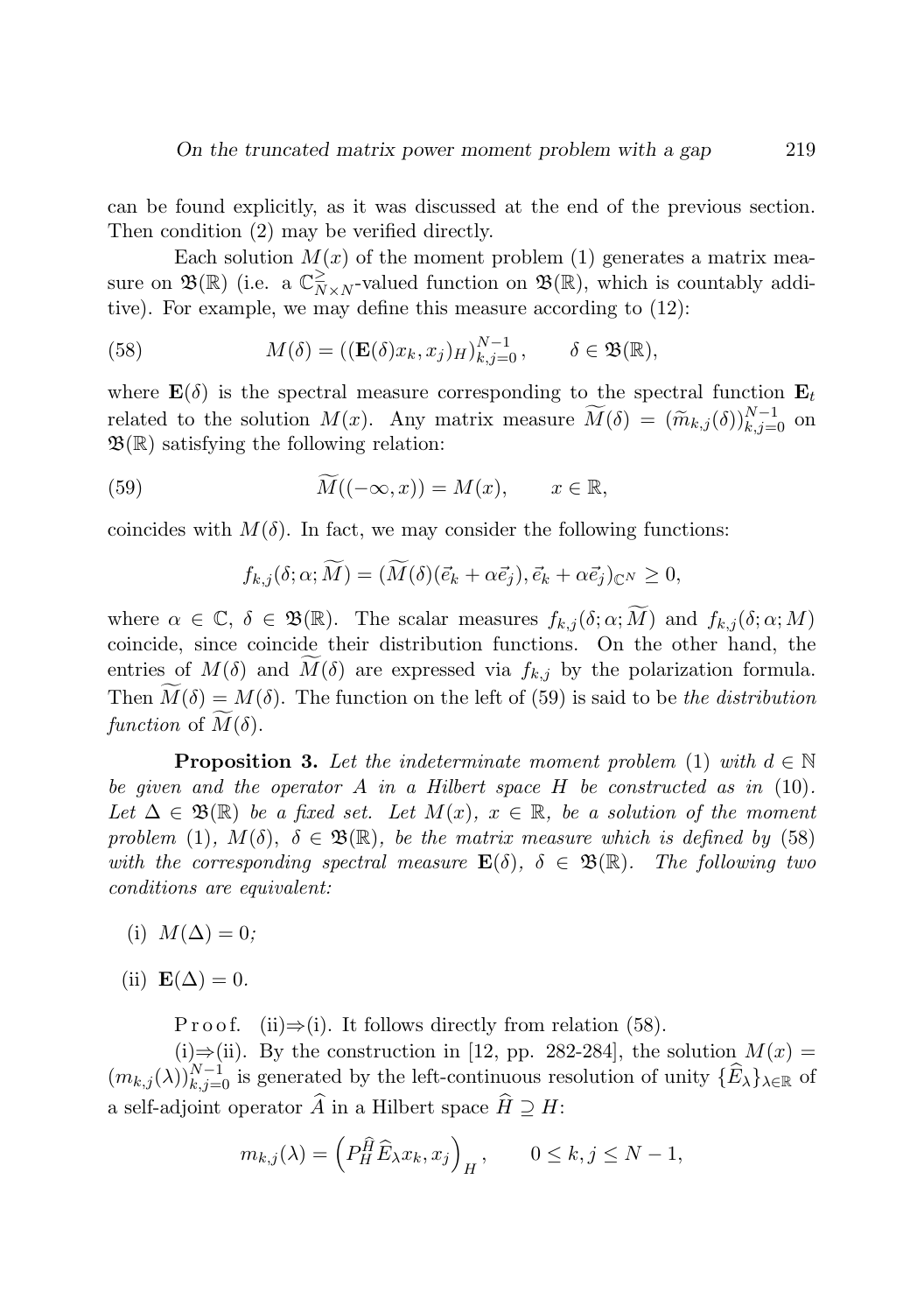can be found explicitly, as it was discussed at the end of the previous section. Then condition (2) may be verified directly.

Each solution $M(x)$ of the moment problem (1) generates a matrix measure on $\mathfrak{B}(\mathbb{R})$ (i.e. a $\mathbb{C}^{\geq}_{N\times N}$-valued function on $\mathfrak{B}(\mathbb{R})$, which is countably additive). For example, we may define this measure according to (12):

$$M(\delta) = ((\mathbf{E}(\delta)x_k, x_j)_H)_{k,j=0}^{N-1}, \qquad \delta \in \mathfrak{B}(\mathbb{R}), \tag{58}$$

where $\mathbf{E}(\delta)$ is the spectral measure corresponding to the spectral function $\mathbf{E}_t$ related to the solution $M(x)$. Any matrix measure $\widetilde{M}(\delta) = (\widetilde{m}_{k,j}(\delta))_{k,j=0}^{N-1}$ on $\mathfrak{B}(\mathbb{R})$ satisfying the following relation:

$$\widetilde{M}((-\infty, x)) = M(x), \qquad x \in \mathbb{R}, \tag{59}$$

coincides with $M(\delta)$. In fact, we may consider the following functions:

$$f_{k,j}(\delta; \alpha; \widetilde{M}) = (\widetilde{M}(\delta)(\vec{e}_k + \alpha\vec{e}_j), \vec{e}_k + \alpha\vec{e}_j)_{\mathbb{C}^N} \geq 0,$$

where $\alpha \in \mathbb{C}$, $\delta \in \mathfrak{B}(\mathbb{R})$. The scalar measures $f_{k,j}(\delta; \alpha; \widetilde{M})$ and $f_{k,j}(\delta; \alpha; M)$ coincide, since coincide their distribution functions. On the other hand, the entries of $M(\delta)$ and $\widetilde{M}(\delta)$ are expressed via $f_{k,j}$ by the polarization formula. Then $\widetilde{M}(\delta) = M(\delta)$. The function on the left of (59) is said to be *the distribution function* of $\widetilde{M}(\delta)$.

**Proposition 3.** *Let the indeterminate moment problem* (1) *with* $d \in \mathbb{N}$ *be given and the operator* $A$ *in a Hilbert space* $H$ *be constructed as in* (10)*. Let* $\Delta \in \mathfrak{B}(\mathbb{R})$ *be a fixed set. Let* $M(x)$, $x \in \mathbb{R}$, *be a solution of the moment problem* (1), $M(\delta)$, $\delta \in \mathfrak{B}(\mathbb{R})$, *be the matrix measure which is defined by* (58) *with the corresponding spectral measure* $\mathbf{E}(\delta)$, $\delta \in \mathfrak{B}(\mathbb{R})$*. The following two conditions are equivalent:*

(i) $M(\Delta) = 0$*;*

(ii) $\mathbf{E}(\Delta) = 0$*.*

Proof. (ii)$\Rightarrow$(i). It follows directly from relation (58).

(i)$\Rightarrow$(ii). By the construction in [12, pp. 282-284], the solution $M(x) = (m_{k,j}(\lambda))_{k,j=0}^{N-1}$ is generated by the left-continuous resolution of unity $\{\widehat{E}_\lambda\}_{\lambda\in\mathbb{R}}$ of a self-adjoint operator $\widehat{A}$ in a Hilbert space $\widehat{H} \supseteq H$:

$$m_{k,j}(\lambda) = \left(P_H^{\widehat{H}} \widehat{E}_\lambda x_k, x_j\right)_H, \qquad 0 \leq k, j \leq N-1,$$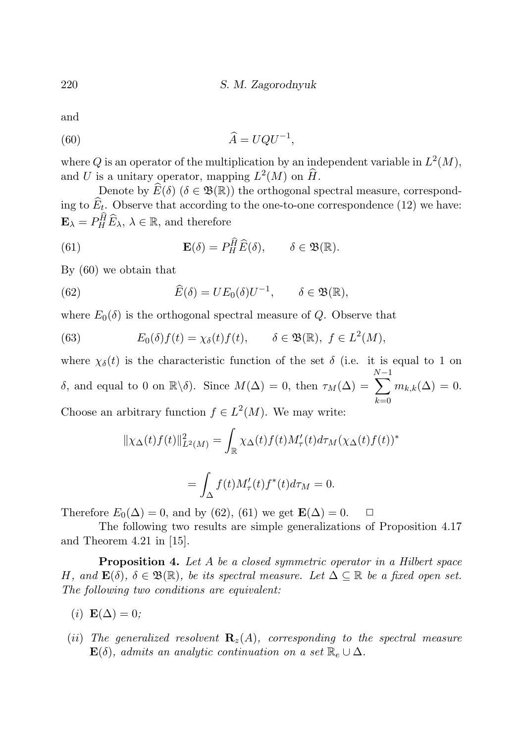and

$$\widehat{A} = UQU^{-1}, \tag{60}$$

where $Q$ is an operator of the multiplication by an independent variable in $L^2(M)$, and $U$ is a unitary operator, mapping $L^2(M)$ on $\widehat{H}$.

Denote by $\widehat{E}(\delta)$ ($\delta \in \mathfrak{B}(\mathbb{R})$) the orthogonal spectral measure, corresponding to $\widehat{E}_t$. Observe that according to the one-to-one correspondence (12) we have: $\mathbf{E}_\lambda = P^{\widehat{H}}_H \widehat{E}_\lambda$, $\lambda \in \mathbb{R}$, and therefore

$$\mathbf{E}(\delta) = P^{\widehat{H}}_H \widehat{E}(\delta), \qquad \delta \in \mathfrak{B}(\mathbb{R}). \tag{61}$$

By (60) we obtain that

$$\widehat{E}(\delta) = UE_0(\delta)U^{-1}, \qquad \delta \in \mathfrak{B}(\mathbb{R}), \tag{62}$$

where $E_0(\delta)$ is the orthogonal spectral measure of $Q$. Observe that

$$E_0(\delta)f(t) = \chi_\delta(t)f(t), \qquad \delta \in \mathfrak{B}(\mathbb{R}),\ f \in L^2(M), \tag{63}$$

where $\chi_\delta(t)$ is the characteristic function of the set $\delta$ (i.e. it is equal to 1 on $\delta$, and equal to 0 on $\mathbb{R}\backslash\delta$). Since $M(\Delta) = 0$, then $\tau_M(\Delta) = \sum_{k=0}^{N-1} m_{k,k}(\Delta) = 0$. Choose an arbitrary function $f \in L^2(M)$. We may write:

$$\|\chi_\Delta(t)f(t)\|^2_{L^2(M)} = \int_{\mathbb{R}} \chi_\Delta(t)f(t)M'_\tau(t)d\tau_M(\chi_\Delta(t)f(t))^*$$

$$= \int_\Delta f(t)M'_\tau(t)f^*(t)d\tau_M = 0.$$

Therefore $E_0(\Delta) = 0$, and by (62), (61) we get $\mathbf{E}(\Delta) = 0$. $\square$

The following two results are simple generalizations of Proposition 4.17 and Theorem 4.21 in [15].

**Proposition 4.** *Let $A$ be a closed symmetric operator in a Hilbert space $H$, and $\mathbf{E}(\delta)$, $\delta \in \mathfrak{B}(\mathbb{R})$, be its spectral measure. Let $\Delta \subseteq \mathbb{R}$ be a fixed open set. The following two conditions are equivalent:*

- (i) $\mathbf{E}(\Delta) = 0$*;*
- (ii) *The generalized resolvent $\mathbf{R}_z(A)$, corresponding to the spectral measure $\mathbf{E}(\delta)$, admits an analytic continuation on a set $\mathbb{R}_e \cup \Delta$.*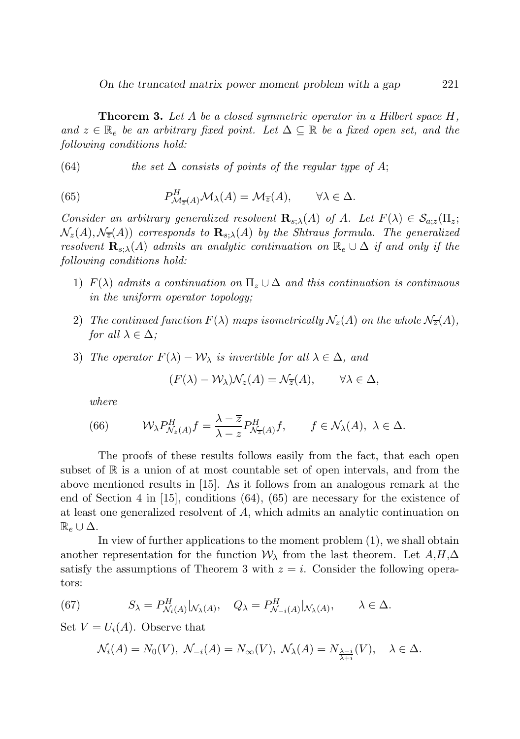**Theorem 3.** *Let $A$ be a closed symmetric operator in a Hilbert space $H$, and $z \in \mathbb{R}_e$ be an arbitrary fixed point. Let $\Delta \subseteq \mathbb{R}$ be a fixed open set, and the following conditions hold:*

$$\text{the set } \Delta \text{ consists of points of the regular type of } A; \tag{64}$$

$$P^H_{\mathcal{M}_{\overline{z}}(A)} \mathcal{M}_\lambda(A) = \mathcal{M}_{\overline{z}}(A), \qquad \forall \lambda \in \Delta. \tag{65}$$

*Consider an arbitrary generalized resolvent $\mathbf{R}_{s;\lambda}(A)$ of $A$. Let $F(\lambda) \in \mathcal{S}_{a;z}(\Pi_z; \mathcal{N}_z(A), \mathcal{N}_{\overline{z}}(A))$ corresponds to $\mathbf{R}_{s;\lambda}(A)$ by the Shtraus formula. The generalized resolvent $\mathbf{R}_{s;\lambda}(A)$ admits an analytic continuation on $\mathbb{R}_e \cup \Delta$ if and only if the following conditions hold:*

1) *$F(\lambda)$ admits a continuation on $\Pi_z \cup \Delta$ and this continuation is continuous in the uniform operator topology;*

2) *The continued function $F(\lambda)$ maps isometrically $\mathcal{N}_z(A)$ on the whole $\mathcal{N}_{\overline{z}}(A)$, for all $\lambda \in \Delta$;*

3) *The operator $F(\lambda) - \mathcal{W}_\lambda$ is invertible for all $\lambda \in \Delta$, and*

$$(F(\lambda) - \mathcal{W}_\lambda)\mathcal{N}_z(A) = \mathcal{N}_{\overline{z}}(A), \qquad \forall \lambda \in \Delta,$$

*where*

$$\mathcal{W}_\lambda P^H_{\mathcal{N}_z(A)} f = \frac{\lambda - \overline{z}}{\lambda - z} P^H_{\mathcal{N}_{\overline{z}}(A)} f, \qquad f \in \mathcal{N}_\lambda(A),\ \lambda \in \Delta. \tag{66}$$

The proofs of these results follows easily from the fact, that each open subset of $\mathbb{R}$ is a union of at most countable set of open intervals, and from the above mentioned results in [15]. As it follows from an analogous remark at the end of Section 4 in [15], conditions (64), (65) are necessary for the existence of at least one generalized resolvent of $A$, which admits an analytic continuation on $\mathbb{R}_e \cup \Delta$.

In view of further applications to the moment problem (1), we shall obtain another representation for the function $\mathcal{W}_\lambda$ from the last theorem. Let $A$,$H$,$\Delta$ satisfy the assumptions of Theorem 3 with $z = i$. Consider the following operators:

$$S_\lambda = P^H_{\mathcal{N}_i(A)}|_{\mathcal{N}_\lambda(A)}, \quad Q_\lambda = P^H_{\mathcal{N}_{-i}(A)}|_{\mathcal{N}_\lambda(A)}, \qquad \lambda \in \Delta. \tag{67}$$

Set $V = U_i(A)$. Observe that

$$\mathcal{N}_i(A) = N_0(V),\ \mathcal{N}_{-i}(A) = N_\infty(V),\ \mathcal{N}_\lambda(A) = N_{\frac{\lambda - i}{\lambda + i}}(V), \quad \lambda \in \Delta.$$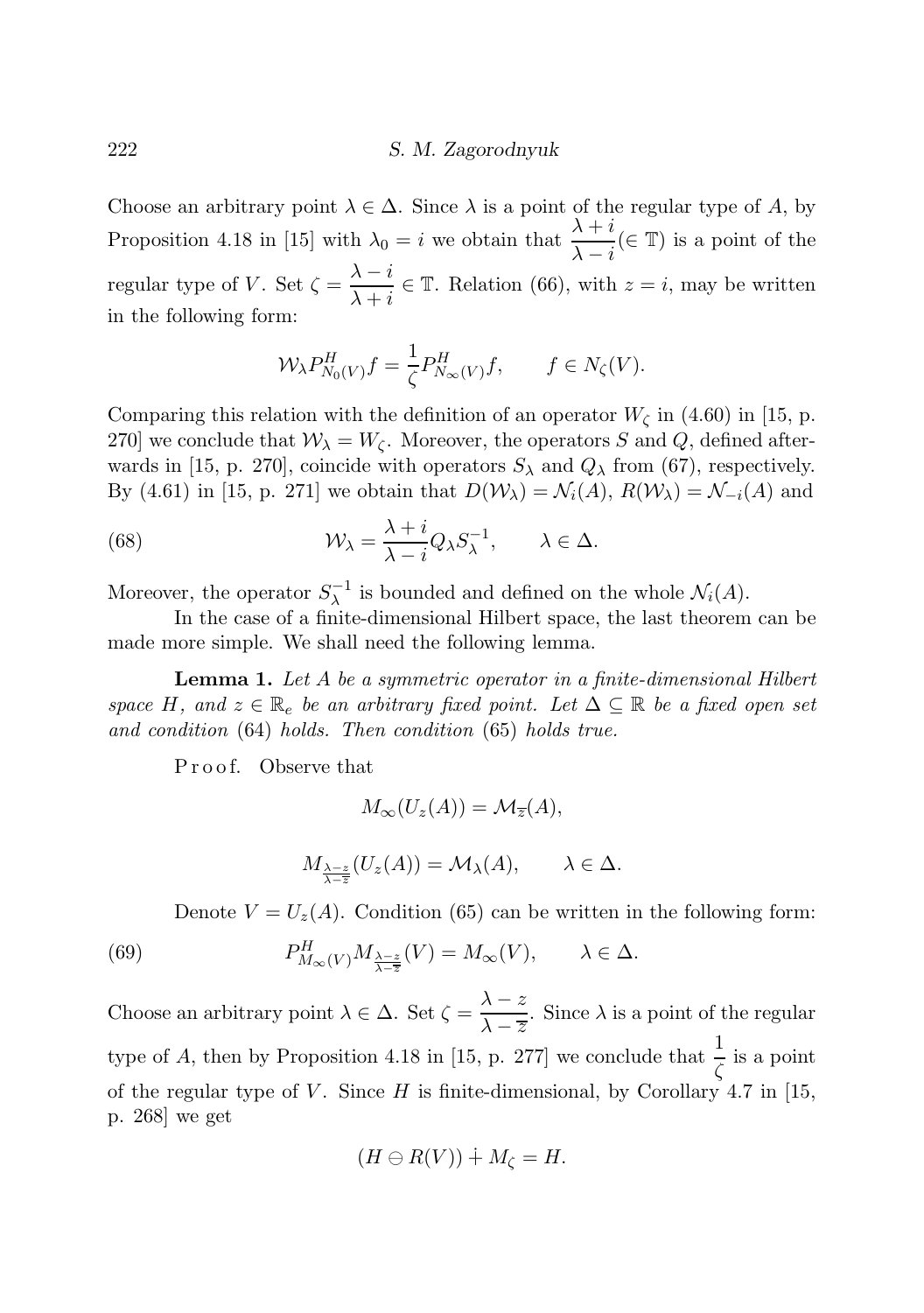Choose an arbitrary point $\lambda \in \Delta$. Since $\lambda$ is a point of the regular type of $A$, by Proposition 4.18 in [15] with $\lambda_0 = i$ we obtain that $\frac{\lambda+i}{\lambda-i} (\in \mathbb{T})$ is a point of the regular type of $V$. Set $\zeta = \frac{\lambda-i}{\lambda+i} \in \mathbb{T}$. Relation (66), with $z = i$, may be written in the following form:

$$\mathcal{W}_\lambda P^H_{N_0(V)} f = \frac{1}{\zeta} P^H_{N_\infty(V)} f, \qquad f \in N_\zeta(V).$$

Comparing this relation with the definition of an operator $W_\zeta$ in (4.60) in [15, p. 270] we conclude that $\mathcal{W}_\lambda = W_\zeta$. Moreover, the operators $S$ and $Q$, defined afterwards in [15, p. 270], coincide with operators $S_\lambda$ and $Q_\lambda$ from (67), respectively. By (4.61) in [15, p. 271] we obtain that $D(\mathcal{W}_\lambda) = \mathcal{N}_i(A)$, $R(\mathcal{W}_\lambda) = \mathcal{N}_{-i}(A)$ and

$$\mathcal{W}_\lambda = \frac{\lambda+i}{\lambda-i} Q_\lambda S_\lambda^{-1}, \qquad \lambda \in \Delta. \tag{68}$$

Moreover, the operator $S_\lambda^{-1}$ is bounded and defined on the whole $\mathcal{N}_i(A)$.

In the case of a finite-dimensional Hilbert space, the last theorem can be made more simple. We shall need the following lemma.

**Lemma 1.** *Let $A$ be a symmetric operator in a finite-dimensional Hilbert space $H$, and $z \in \mathbb{R}_e$ be an arbitrary fixed point. Let $\Delta \subseteq \mathbb{R}$ be a fixed open set and condition* (64) *holds. Then condition* (65) *holds true.*

P r o o f. Observe that

$$M_\infty(U_z(A)) = \mathcal{M}_{\overline{z}}(A),$$

$$M_{\frac{\lambda-z}{\lambda-\overline{z}}}(U_z(A)) = \mathcal{M}_\lambda(A), \qquad \lambda \in \Delta.$$

Denote $V = U_z(A)$. Condition (65) can be written in the following form:

$$P^H_{M_\infty(V)} M_{\frac{\lambda-z}{\lambda-\overline{z}}}(V) = M_\infty(V), \qquad \lambda \in \Delta. \tag{69}$$

Choose an arbitrary point $\lambda \in \Delta$. Set $\zeta = \frac{\lambda-z}{\lambda-\overline{z}}$. Since $\lambda$ is a point of the regular type of $A$, then by Proposition 4.18 in [15, p. 277] we conclude that $\frac{1}{\zeta}$ is a point of the regular type of $V$. Since $H$ is finite-dimensional, by Corollary 4.7 in [15, p. 268] we get

$$(H \ominus R(V)) \dotplus M_\zeta = H.$$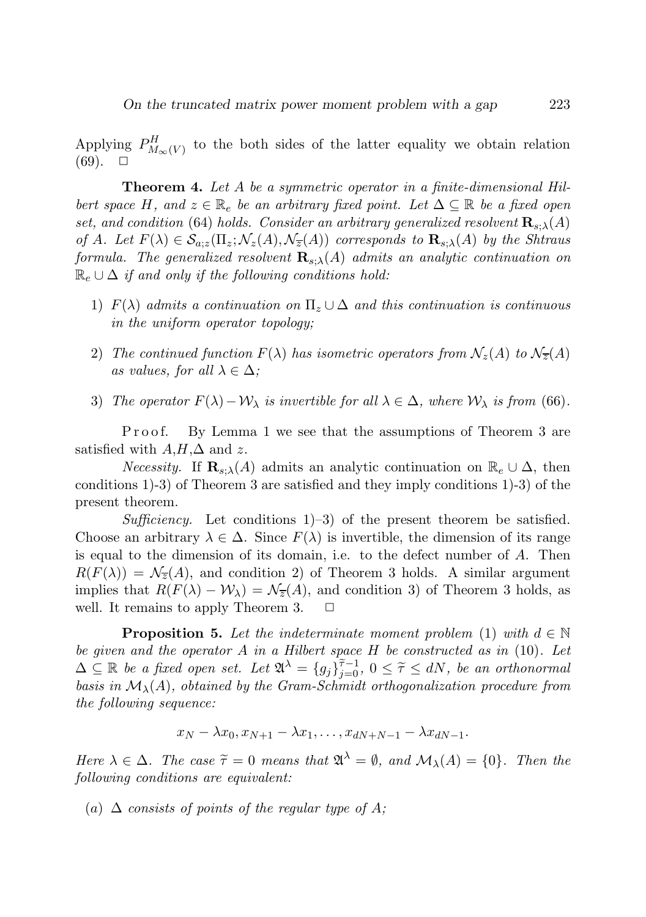Applying $P^H_{M_\infty(V)}$ to the both sides of the latter equality we obtain relation (69). $\square$

**Theorem 4.** *Let $A$ be a symmetric operator in a finite-dimensional Hilbert space $H$, and $z \in \mathbb{R}_e$ be an arbitrary fixed point. Let $\Delta \subseteq \mathbb{R}$ be a fixed open set, and condition* (64) *holds. Consider an arbitrary generalized resolvent $\mathbf{R}_{s;\lambda}(A)$ of $A$. Let $F(\lambda) \in \mathcal{S}_{a;z}(\Pi_z; \mathcal{N}_z(A), \mathcal{N}_{\overline{z}}(A))$ corresponds to $\mathbf{R}_{s;\lambda}(A)$ by the Shtraus formula. The generalized resolvent $\mathbf{R}_{s;\lambda}(A)$ admits an analytic continuation on $\mathbb{R}_e \cup \Delta$ if and only if the following conditions hold:*

1) *$F(\lambda)$ admits a continuation on $\Pi_z \cup \Delta$ and this continuation is continuous in the uniform operator topology;*

2) *The continued function $F(\lambda)$ has isometric operators from $\mathcal{N}_z(A)$ to $\mathcal{N}_{\overline{z}}(A)$ as values, for all $\lambda \in \Delta$;*

3) *The operator $F(\lambda) - \mathcal{W}_\lambda$ is invertible for all $\lambda \in \Delta$, where $\mathcal{W}_\lambda$ is from* (66).

Proof. By Lemma 1 we see that the assumptions of Theorem 3 are satisfied with $A$,$H$,$\Delta$ and $z$.

*Necessity.* If $\mathbf{R}_{s;\lambda}(A)$ admits an analytic continuation on $\mathbb{R}_e \cup \Delta$, then conditions 1)-3) of Theorem 3 are satisfied and they imply conditions 1)-3) of the present theorem.

*Sufficiency.* Let conditions 1)–3) of the present theorem be satisfied. Choose an arbitrary $\lambda \in \Delta$. Since $F(\lambda)$ is invertible, the dimension of its range is equal to the dimension of its domain, i.e. to the defect number of $A$. Then $R(F(\lambda)) = \mathcal{N}_{\overline{z}}(A)$, and condition 2) of Theorem 3 holds. A similar argument implies that $R(F(\lambda) - \mathcal{W}_\lambda) = \mathcal{N}_{\overline{z}}(A)$, and condition 3) of Theorem 3 holds, as well. It remains to apply Theorem 3. $\square$

**Proposition 5.** *Let the indeterminate moment problem* (1) *with $d \in \mathbb{N}$ be given and the operator $A$ in a Hilbert space $H$ be constructed as in* (10). *Let $\Delta \subseteq \mathbb{R}$ be a fixed open set. Let $\mathfrak{A}^\lambda = \{g_j\}_{j=0}^{\widetilde{\tau}-1}$, $0 \leq \widetilde{\tau} \leq dN$, be an orthonormal basis in $\mathcal{M}_\lambda(A)$, obtained by the Gram-Schmidt orthogonalization procedure from the following sequence:*

$$x_N - \lambda x_0, x_{N+1} - \lambda x_1, \ldots, x_{dN+N-1} - \lambda x_{dN-1}.$$

*Here $\lambda \in \Delta$. The case $\widetilde{\tau} = 0$ means that $\mathfrak{A}^\lambda = \emptyset$, and $\mathcal{M}_\lambda(A) = \{0\}$. Then the following conditions are equivalent:*

(a) *$\Delta$ consists of points of the regular type of $A$;*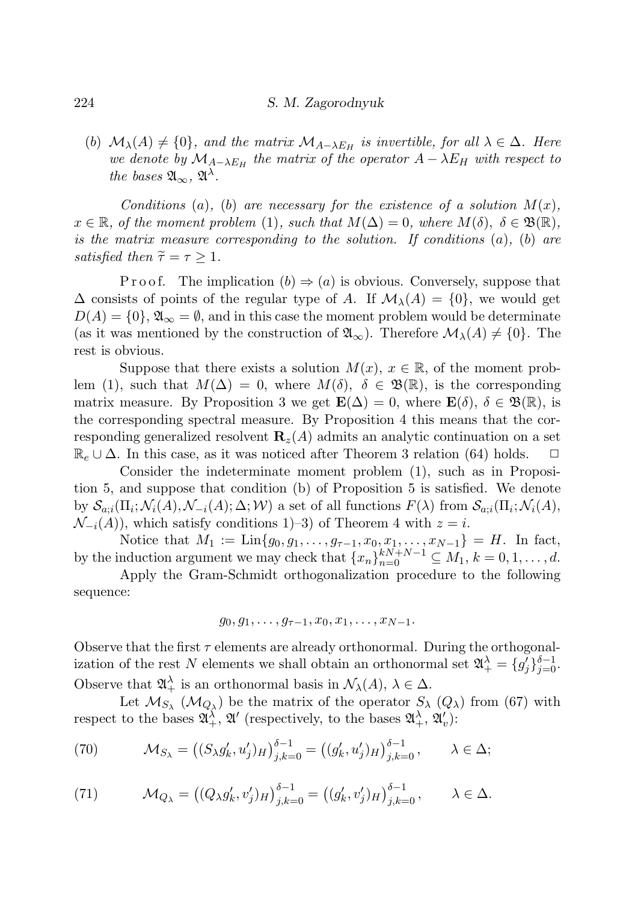(*b*) $\mathcal{M}_\lambda(A) \neq \{0\}$*, and the matrix* $\mathcal{M}_{A-\lambda E_H}$ *is invertible, for all* $\lambda \in \Delta$*. Here we denote by* $\mathcal{M}_{A-\lambda E_H}$ *the matrix of the operator* $A - \lambda E_H$ *with respect to the bases* $\mathfrak{A}_\infty$*,* $\mathfrak{A}^\lambda$*.*

*Conditions* (*a*)*,* (*b*) *are necessary for the existence of a solution* $M(x)$*,* $x \in \mathbb{R}$*, of the moment problem* (1)*, such that* $M(\Delta) = 0$*, where* $M(\delta)$*,* $\delta \in \mathfrak{B}(\mathbb{R})$*, is the matrix measure corresponding to the solution. If conditions* (*a*)*,* (*b*) *are satisfied then* $\widetilde{\tau} = \tau \geq 1$*.*

Proof. The implication $(b) \Rightarrow (a)$ is obvious. Conversely, suppose that $\Delta$ consists of points of the regular type of $A$. If $\mathcal{M}_\lambda(A) = \{0\}$, we would get $D(A) = \{0\}$, $\mathfrak{A}_\infty = \emptyset$, and in this case the moment problem would be determinate (as it was mentioned by the construction of $\mathfrak{A}_\infty$). Therefore $\mathcal{M}_\lambda(A) \neq \{0\}$. The rest is obvious.

Suppose that there exists a solution $M(x)$, $x \in \mathbb{R}$, of the moment problem (1), such that $M(\Delta) = 0$, where $M(\delta)$, $\delta \in \mathfrak{B}(\mathbb{R})$, is the corresponding matrix measure. By Proposition 3 we get $\mathbf{E}(\Delta) = 0$, where $\mathbf{E}(\delta)$, $\delta \in \mathfrak{B}(\mathbb{R})$, is the corresponding spectral measure. By Proposition 4 this means that the corresponding generalized resolvent $\mathbf{R}_z(A)$ admits an analytic continuation on a set $\mathbb{R}_e \cup \Delta$. In this case, as it was noticed after Theorem 3 relation (64) holds. $\square$

Consider the indeterminate moment problem (1), such as in Proposition 5, and suppose that condition (b) of Proposition 5 is satisfied. We denote by $\mathcal{S}_{a;i}(\Pi_i; \mathcal{N}_i(A), \mathcal{N}_{-i}(A); \Delta; \mathcal{W})$ a set of all functions $F(\lambda)$ from $\mathcal{S}_{a;i}(\Pi_i; \mathcal{N}_i(A), \mathcal{N}_{-i}(A))$, which satisfy conditions 1)–3) of Theorem 4 with $z = i$.

Notice that $M_1 := \mathrm{Lin}\{g_0, g_1, \ldots, g_{\tau-1}, x_0, x_1, \ldots, x_{N-1}\} = H$. In fact, by the induction argument we may check that $\{x_n\}_{n=0}^{kN+N-1} \subseteq M_1$, $k = 0, 1, \ldots, d$.

Apply the Gram-Schmidt orthogonalization procedure to the following sequence:

$$g_0, g_1, \ldots, g_{\tau-1}, x_0, x_1, \ldots, x_{N-1}.$$

Observe that the first $\tau$ elements are already orthonormal. During the orthogonalization of the rest $N$ elements we shall obtain an orthonormal set $\mathfrak{A}_+^\lambda = \{g_j'\}_{j=0}^{\delta-1}$. Observe that $\mathfrak{A}_+^\lambda$ is an orthonormal basis in $\mathcal{N}_\lambda(A)$, $\lambda \in \Delta$.

Let $\mathcal{M}_{S_\lambda}$ ($\mathcal{M}_{Q_\lambda}$) be the matrix of the operator $S_\lambda$ ($Q_\lambda$) from (67) with respect to the bases $\mathfrak{A}_+^\lambda$, $\mathfrak{A}'$ (respectively, to the bases $\mathfrak{A}_+^\lambda$, $\mathfrak{A}_v'$):

$$\mathcal{M}_{S_\lambda} = \left( (S_\lambda g_k', u_j')_H \right)_{j,k=0}^{\delta-1} = \left( (g_k', u_j')_H \right)_{j,k=0}^{\delta-1}, \qquad \lambda \in \Delta; \tag{70}$$

$$\mathcal{M}_{Q_\lambda} = \left( (Q_\lambda g_k', v_j')_H \right)_{j,k=0}^{\delta-1} = \left( (g_k', v_j')_H \right)_{j,k=0}^{\delta-1}, \qquad \lambda \in \Delta. \tag{71}$$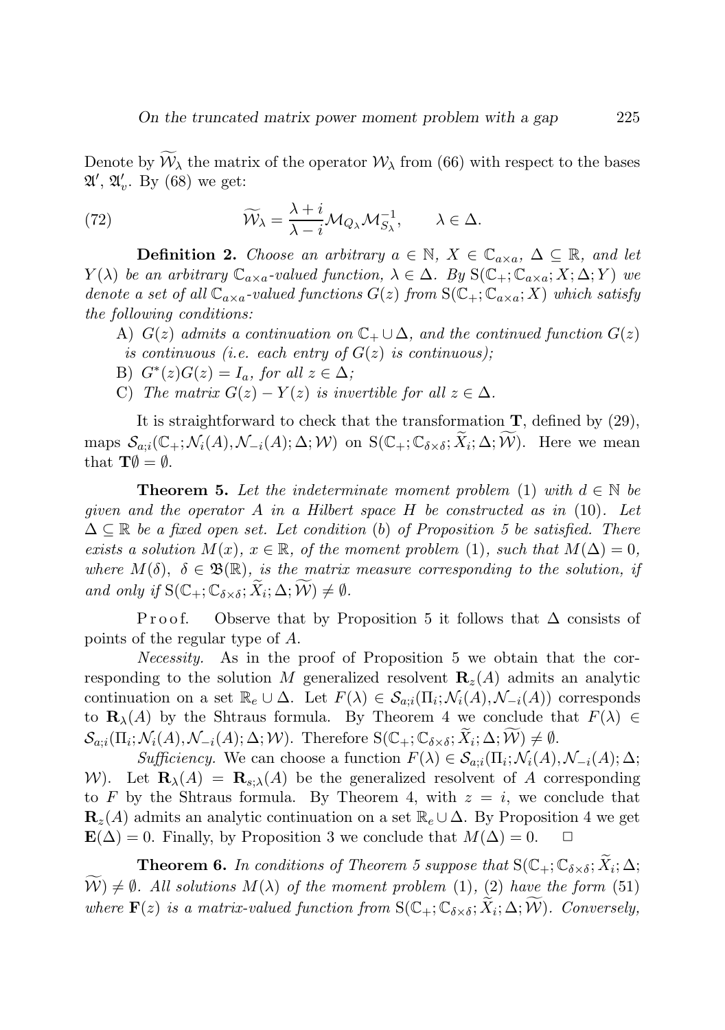Denote by $\widetilde{\mathcal{W}}_\lambda$ the matrix of the operator $\mathcal{W}_\lambda$ from (66) with respect to the bases $\mathfrak{A}'$, $\mathfrak{A}'_v$. By (68) we get:

$$\widetilde{\mathcal{W}}_\lambda = \frac{\lambda + i}{\lambda - i} \mathcal{M}_{Q_\lambda} \mathcal{M}_{S_\lambda}^{-1}, \qquad \lambda \in \Delta. \tag{72}$$

**Definition 2.** *Choose an arbitrary $a \in \mathbb{N}$, $X \in \mathbb{C}_{a\times a}$, $\Delta \subseteq \mathbb{R}$, and let $Y(\lambda)$ be an arbitrary $\mathbb{C}_{a\times a}$-valued function, $\lambda \in \Delta$. By $\mathrm{S}(\mathbb{C}_+; \mathbb{C}_{a\times a}; X; \Delta; Y)$ we denote a set of all $\mathbb{C}_{a\times a}$-valued functions $G(z)$ from $\mathrm{S}(\mathbb{C}_+; \mathbb{C}_{a\times a}; X)$ which satisfy the following conditions:*

A) *$G(z)$ admits a continuation on $\mathbb{C}_+ \cup \Delta$, and the continued function $G(z)$ is continuous (i.e. each entry of $G(z)$ is continuous);*

B) *$G^*(z)G(z) = I_a$, for all $z \in \Delta$;*

C) *The matrix $G(z) - Y(z)$ is invertible for all $z \in \Delta$.*

It is straightforward to check that the transformation $\mathbf{T}$, defined by (29), maps $\mathcal{S}_{a;i}(\mathbb{C}_+; \mathcal{N}_i(A), \mathcal{N}_{-i}(A); \Delta; \mathcal{W})$ on $\mathrm{S}(\mathbb{C}_+; \mathbb{C}_{\delta\times\delta}; \widetilde{X}_i; \Delta; \widetilde{\mathcal{W}})$. Here we mean that $\mathbf{T}\emptyset = \emptyset$.

**Theorem 5.** *Let the indeterminate moment problem* (1) *with $d \in \mathbb{N}$ be given and the operator $A$ in a Hilbert space $H$ be constructed as in* (10). *Let $\Delta \subseteq \mathbb{R}$ be a fixed open set. Let condition* (*b*) *of Proposition 5 be satisfied. There exists a solution $M(x)$, $x \in \mathbb{R}$, of the moment problem* (1), *such that $M(\Delta) = 0$, where $M(\delta)$, $\delta \in \mathfrak{B}(\mathbb{R})$, is the matrix measure corresponding to the solution, if and only if $\mathrm{S}(\mathbb{C}_+; \mathbb{C}_{\delta\times\delta}; \widetilde{X}_i; \Delta; \widetilde{\mathcal{W}}) \neq \emptyset$.*

Proof. Observe that by Proposition 5 it follows that $\Delta$ consists of points of the regular type of $A$.

*Necessity.* As in the proof of Proposition 5 we obtain that the corresponding to the solution $M$ generalized resolvent $\mathbf{R}_z(A)$ admits an analytic continuation on a set $\mathbb{R}_e \cup \Delta$. Let $F(\lambda) \in \mathcal{S}_{a;i}(\Pi_i; \mathcal{N}_i(A), \mathcal{N}_{-i}(A))$ corresponds to $\mathbf{R}_\lambda(A)$ by the Shtraus formula. By Theorem 4 we conclude that $F(\lambda) \in \mathcal{S}_{a;i}(\Pi_i; \mathcal{N}_i(A), \mathcal{N}_{-i}(A); \Delta; \mathcal{W})$. Therefore $\mathrm{S}(\mathbb{C}_+; \mathbb{C}_{\delta\times\delta}; \widetilde{X}_i; \Delta; \widetilde{\mathcal{W}}) \neq \emptyset$.

*Sufficiency.* We can choose a function $F(\lambda) \in \mathcal{S}_{a;i}(\Pi_i; \mathcal{N}_i(A), \mathcal{N}_{-i}(A); \Delta; \mathcal{W})$. Let $\mathbf{R}_\lambda(A) = \mathbf{R}_{s;\lambda}(A)$ be the generalized resolvent of $A$ corresponding to $F$ by the Shtraus formula. By Theorem 4, with $z = i$, we conclude that $\mathbf{R}_z(A)$ admits an analytic continuation on a set $\mathbb{R}_e \cup \Delta$. By Proposition 4 we get $\mathbf{E}(\Delta) = 0$. Finally, by Proposition 3 we conclude that $M(\Delta) = 0$. $\square$

**Theorem 6.** *In conditions of Theorem 5 suppose that $\mathrm{S}(\mathbb{C}_+; \mathbb{C}_{\delta\times\delta}; \widetilde{X}_i; \Delta; \widetilde{\mathcal{W}}) \neq \emptyset$. All solutions $M(\lambda)$ of the moment problem* (1), (2) *have the form* (51) *where $\mathbf{F}(z)$ is a matrix-valued function from $\mathrm{S}(\mathbb{C}_+; \mathbb{C}_{\delta\times\delta}; \widetilde{X}_i; \Delta; \widetilde{\mathcal{W}})$. Conversely,*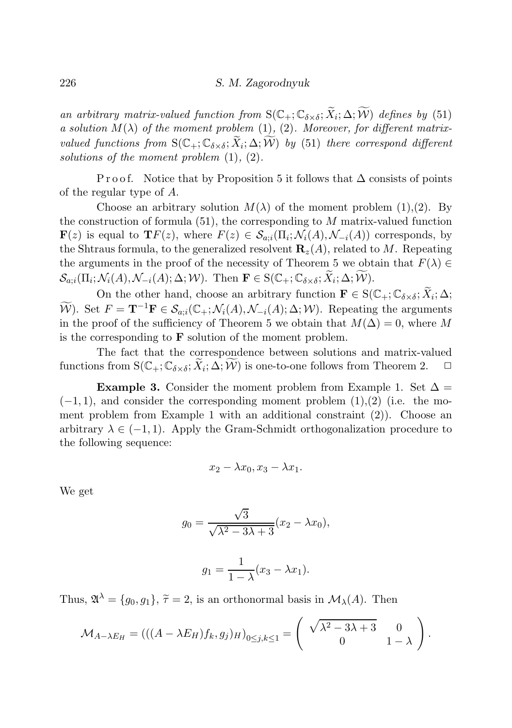*an arbitrary matrix-valued function from* $\mathrm{S}(\mathbb{C}_+;\mathbb{C}_{\delta\times\delta};\widetilde{X}_i;\Delta;\widetilde{\mathcal{W}})$ *defines by* (51) *a solution* $M(\lambda)$ *of the moment problem* (1), (2). *Moreover, for different matrix-valued functions from* $\mathrm{S}(\mathbb{C}_+;\mathbb{C}_{\delta\times\delta};\widetilde{X}_i;\Delta;\widetilde{\mathcal{W}})$ *by* (51) *there correspond different solutions of the moment problem* (1), (2).

P r o o f. Notice that by Proposition 5 it follows that $\Delta$ consists of points of the regular type of $A$.

Choose an arbitrary solution $M(\lambda)$ of the moment problem (1),(2). By the construction of formula (51), the corresponding to $M$ matrix-valued function $\mathbf{F}(z)$ is equal to $\mathbf{T}F(z)$, where $F(z) \in \mathcal{S}_{a;i}(\Pi_i;\mathcal{N}_i(A),\mathcal{N}_{-i}(A))$ corresponds, by the Shtraus formula, to the generalized resolvent $\mathbf{R}_z(A)$, related to $M$. Repeating the arguments in the proof of the necessity of Theorem 5 we obtain that $F(\lambda) \in \mathcal{S}_{a;i}(\Pi_i;\mathcal{N}_i(A),\mathcal{N}_{-i}(A);\Delta;\mathcal{W})$. Then $\mathbf{F} \in \mathrm{S}(\mathbb{C}_+;\mathbb{C}_{\delta\times\delta};\widetilde{X}_i;\Delta;\widetilde{\mathcal{W}})$.

On the other hand, choose an arbitrary function $\mathbf{F} \in \mathrm{S}(\mathbb{C}_+;\mathbb{C}_{\delta\times\delta};\widetilde{X}_i;\Delta;\widetilde{\mathcal{W}})$. Set $F = \mathbf{T}^{-1}\mathbf{F} \in \mathcal{S}_{a;i}(\mathbb{C}_+;\mathcal{N}_i(A),\mathcal{N}_{-i}(A);\Delta;\mathcal{W})$. Repeating the arguments in the proof of the sufficiency of Theorem 5 we obtain that $M(\Delta) = 0$, where $M$ is the corresponding to $\mathbf{F}$ solution of the moment problem.

The fact that the correspondence between solutions and matrix-valued functions from $\mathrm{S}(\mathbb{C}_+;\mathbb{C}_{\delta\times\delta};\widetilde{X}_i;\Delta;\widetilde{\mathcal{W}})$ is one-to-one follows from Theorem 2. $\square$

**Example 3.** Consider the moment problem from Example 1. Set $\Delta = (-1,1)$, and consider the corresponding moment problem (1),(2) (i.e. the moment problem from Example 1 with an additional constraint (2)). Choose an arbitrary $\lambda \in (-1,1)$. Apply the Gram-Schmidt orthogonalization procedure to the following sequence:

$$x_2 - \lambda x_0, x_3 - \lambda x_1.$$

We get

$$g_0 = \frac{\sqrt{3}}{\sqrt{\lambda^2 - 3\lambda + 3}}(x_2 - \lambda x_0),$$

$$g_1 = \frac{1}{1-\lambda}(x_3 - \lambda x_1).$$

Thus, $\mathfrak{A}^\lambda = \{g_0, g_1\}$, $\widetilde{\tau} = 2$, is an orthonormal basis in $\mathcal{M}_\lambda(A)$. Then

$$\mathcal{M}_{A-\lambda E_H} = (((A-\lambda E_H)f_k, g_j)_H)_{0\leq j,k\leq 1} = \begin{pmatrix} \sqrt{\lambda^2 - 3\lambda + 3} & 0 \\ 0 & 1-\lambda \end{pmatrix}.$$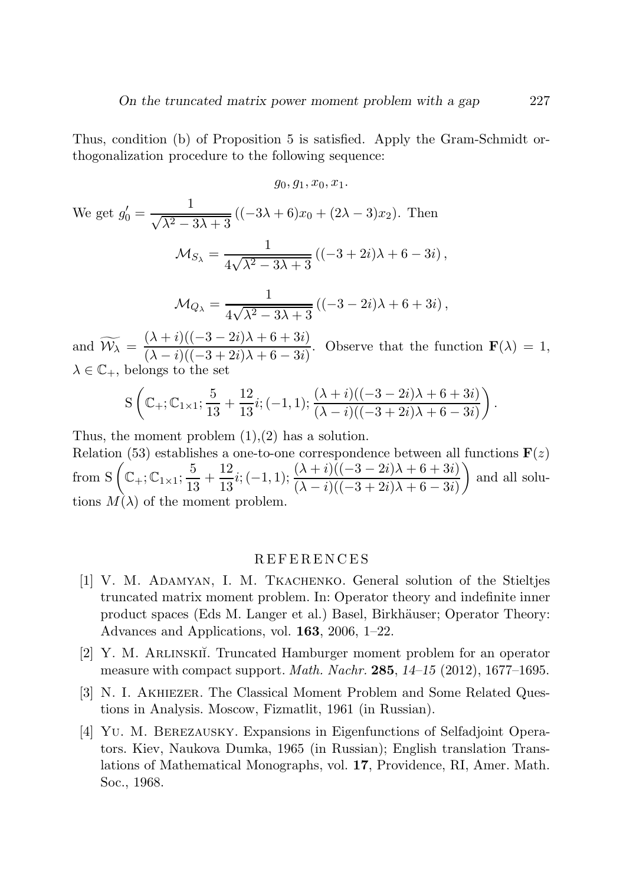Thus, condition (b) of Proposition 5 is satisfied. Apply the Gram-Schmidt orthogonalization procedure to the following sequence:

$$g_0, g_1, x_0, x_1.$$

We get $g_0' = \dfrac{1}{\sqrt{\lambda^2 - 3\lambda + 3}} \left( (-3\lambda + 6)x_0 + (2\lambda - 3)x_2 \right)$. Then

$$\mathcal{M}_{S_\lambda} = \frac{1}{4\sqrt{\lambda^2 - 3\lambda + 3}} \left( (-3 + 2i)\lambda + 6 - 3i \right),$$

$$\mathcal{M}_{Q_\lambda} = \frac{1}{4\sqrt{\lambda^2 - 3\lambda + 3}} \left( (-3 - 2i)\lambda + 6 + 3i \right),$$

and $\widetilde{\mathcal{W}_\lambda} = \dfrac{(\lambda + i)((-3 - 2i)\lambda + 6 + 3i)}{(\lambda - i)((-3 + 2i)\lambda + 6 - 3i)}$. Observe that the function $\mathbf{F}(\lambda) = 1$, $\lambda \in \mathbb{C}_+$, belongs to the set

$$\mathrm{S}\left( \mathbb{C}_+; \mathbb{C}_{1\times 1}; \frac{5}{13} + \frac{12}{13}i; (-1, 1); \frac{(\lambda + i)((-3 - 2i)\lambda + 6 + 3i)}{(\lambda - i)((-3 + 2i)\lambda + 6 - 3i)} \right).$$

Thus, the moment problem (1),(2) has a solution.

Relation (53) establishes a one-to-one correspondence between all functions $\mathbf{F}(z)$ from $\mathrm{S}\left( \mathbb{C}_+; \mathbb{C}_{1\times 1}; \dfrac{5}{13} + \dfrac{12}{13}i; (-1, 1); \dfrac{(\lambda + i)((-3 - 2i)\lambda + 6 + 3i)}{(\lambda - i)((-3 + 2i)\lambda + 6 - 3i)} \right)$ and all solutions $M(\lambda)$ of the moment problem.

## REFERENCES

[1] V. M. Adamyan, I. M. Tkachenko. General solution of the Stieltjes truncated matrix moment problem. In: Operator theory and indefinite inner product spaces (Eds M. Langer et al.) Basel, Birkhäuser; Operator Theory: Advances and Applications, vol. **163**, 2006, 1–22.

[2] Y. M. Arlinskiĭ. Truncated Hamburger moment problem for an operator measure with compact support. *Math. Nachr.* **285**, *14–15* (2012), 1677–1695.

[3] N. I. Akhiezer. The Classical Moment Problem and Some Related Questions in Analysis. Moscow, Fizmatlit, 1961 (in Russian).

[4] Yu. M. Berezausky. Expansions in Eigenfunctions of Selfadjoint Operators. Kiev, Naukova Dumka, 1965 (in Russian); English translation Translations of Mathematical Monographs, vol. **17**, Providence, RI, Amer. Math. Soc., 1968.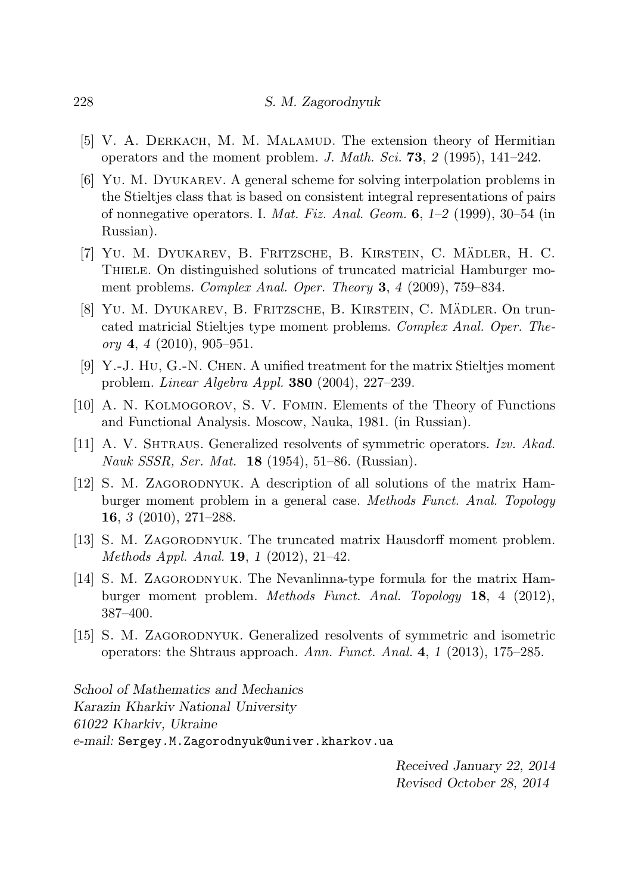[5] V. A. Derkach, M. M. Malamud. The extension theory of Hermitian operators and the moment problem. *J. Math. Sci.* **73**, *2* (1995), 141–242.

[6] Yu. M. Dyukarev. A general scheme for solving interpolation problems in the Stieltjes class that is based on consistent integral representations of pairs of nonnegative operators. I. *Mat. Fiz. Anal. Geom.* **6**, *1–2* (1999), 30–54 (in Russian).

[7] Yu. M. Dyukarev, B. Fritzsche, B. Kirstein, C. Mädler, H. C. Thiele. On distinguished solutions of truncated matricial Hamburger moment problems. *Complex Anal. Oper. Theory* **3**, *4* (2009), 759–834.

[8] Yu. M. Dyukarev, B. Fritzsche, B. Kirstein, C. Mädler. On truncated matricial Stieltjes type moment problems. *Complex Anal. Oper. Theory* **4**, *4* (2010), 905–951.

[9] Y.-J. Hu, G.-N. Chen. A unified treatment for the matrix Stieltjes moment problem. *Linear Algebra Appl.* **380** (2004), 227–239.

[10] A. N. Kolmogorov, S. V. Fomin. Elements of the Theory of Functions and Functional Analysis. Moscow, Nauka, 1981. (in Russian).

[11] A. V. Shtraus. Generalized resolvents of symmetric operators. *Izv. Akad. Nauk SSSR, Ser. Mat.* **18** (1954), 51–86. (Russian).

[12] S. M. Zagorodnyuk. A description of all solutions of the matrix Hamburger moment problem in a general case. *Methods Funct. Anal. Topology* **16**, *3* (2010), 271–288.

[13] S. M. Zagorodnyuk. The truncated matrix Hausdorff moment problem. *Methods Appl. Anal.* **19**, *1* (2012), 21–42.

[14] S. M. Zagorodnyuk. The Nevanlinna-type formula for the matrix Hamburger moment problem. *Methods Funct. Anal. Topology* **18**, 4 (2012), 387–400.

[15] S. M. Zagorodnyuk. Generalized resolvents of symmetric and isometric operators: the Shtraus approach. *Ann. Funct. Anal.* **4**, *1* (2013), 175–285.

*School of Mathematics and Mechanics*
*Karazin Kharkiv National University*
*61022 Kharkiv, Ukraine*
*e-mail:* Sergey.M.Zagorodnyuk@univer.kharkov.ua

*Received January 22, 2014*
*Revised October 28, 2014*